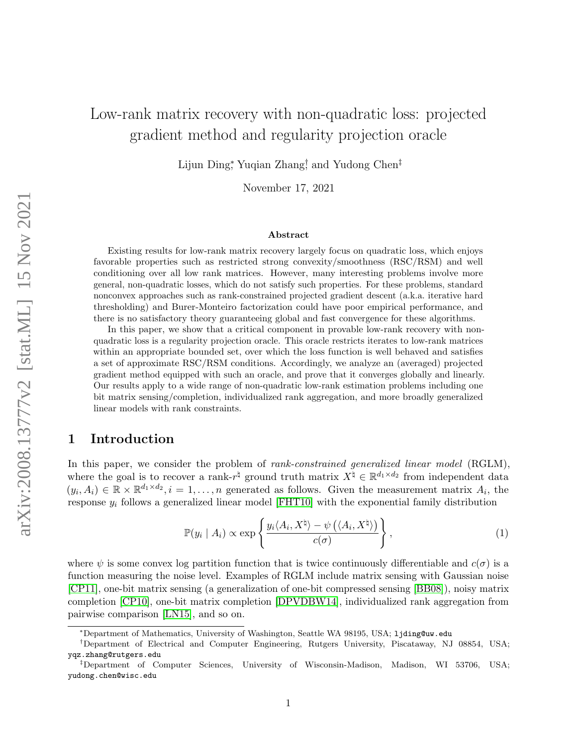# Low-rank matrix recovery with non-quadratic loss: projected gradient method and regularity projection oracle

Lijun Ding[*], Yuqian Zhang[†], and Yudong Chen[‡]

November 17, 2021

### Abstract

Existing results for low-rank matrix recovery largely focus on quadratic loss, which enjoys favorable properties such as restricted strong convexity/smoothness (RSC/RSM) and well conditioning over all low rank matrices. However, many interesting problems involve more general, non-quadratic losses, which do not satisfy such properties. For these problems, standard nonconvex approaches such as rank-constrained projected gradient descent (a.k.a. iterative hard thresholding) and Burer-Monteiro factorization could have poor empirical performance, and there is no satisfactory theory guaranteeing global and fast convergence for these algorithms.

In this paper, we show that a critical component in provable low-rank recovery with non-quadratic loss is a regularity projection oracle. This oracle restricts iterates to low-rank matrices within an appropriate bounded set, over which the loss function is well behaved and satisfies a set of approximate RSC/RSM conditions. Accordingly, we analyze an (averaged) projected gradient method equipped with such an oracle, and prove that it converges globally and linearly. Our results apply to a wide range of non-quadratic low-rank estimation problems including one bit matrix sensing/completion, individualized rank aggregation, and more broadly generalized linear models with rank constraints.

## 1 Introduction

In this paper, we consider the problem of *rank-constrained generalized linear model* (RGLM), where the goal is to recover a rank-$r^\natural$ ground truth matrix $X^\natural \in \mathbb{R}^{d_1 \times d_2}$ from independent data $(y_i, A_i) \in \mathbb{R} \times \mathbb{R}^{d_1 \times d_2}, i = 1, \ldots, n$ generated as follows. Given the measurement matrix $A_i$, the response $y_i$ follows a generalized linear model [FHT10] with the exponential family distribution

$$\mathbb{P}(y_i \mid A_i) \propto \exp\left\{\frac{y_i \langle A_i, X^\natural \rangle - \psi\left(\langle A_i, X^\natural \rangle\right)}{c(\sigma)}\right\}, \tag{1}$$

where $\psi$ is some convex log partition function that is twice continuously differentiable and $c(\sigma)$ is a function measuring the noise level. Examples of RGLM include matrix sensing with Gaussian noise [CP11], one-bit matrix sensing (a generalization of one-bit compressed sensing [BB08]), noisy matrix completion [CP10], one-bit matrix completion [DPVDBW14], individualized rank aggregation from pairwise comparison [LN15], and so on.

---

[*] Department of Mathematics, University of Washington, Seattle WA 98195, USA; ljding@uw.edu

[†] Department of Electrical and Computer Engineering, Rutgers University, Piscataway, NJ 08854, USA; yqz.zhang@rutgers.edu

[‡] Department of Computer Sciences, University of Wisconsin-Madison, Madison, WI 53706, USA; yudong.chen@wisc.edu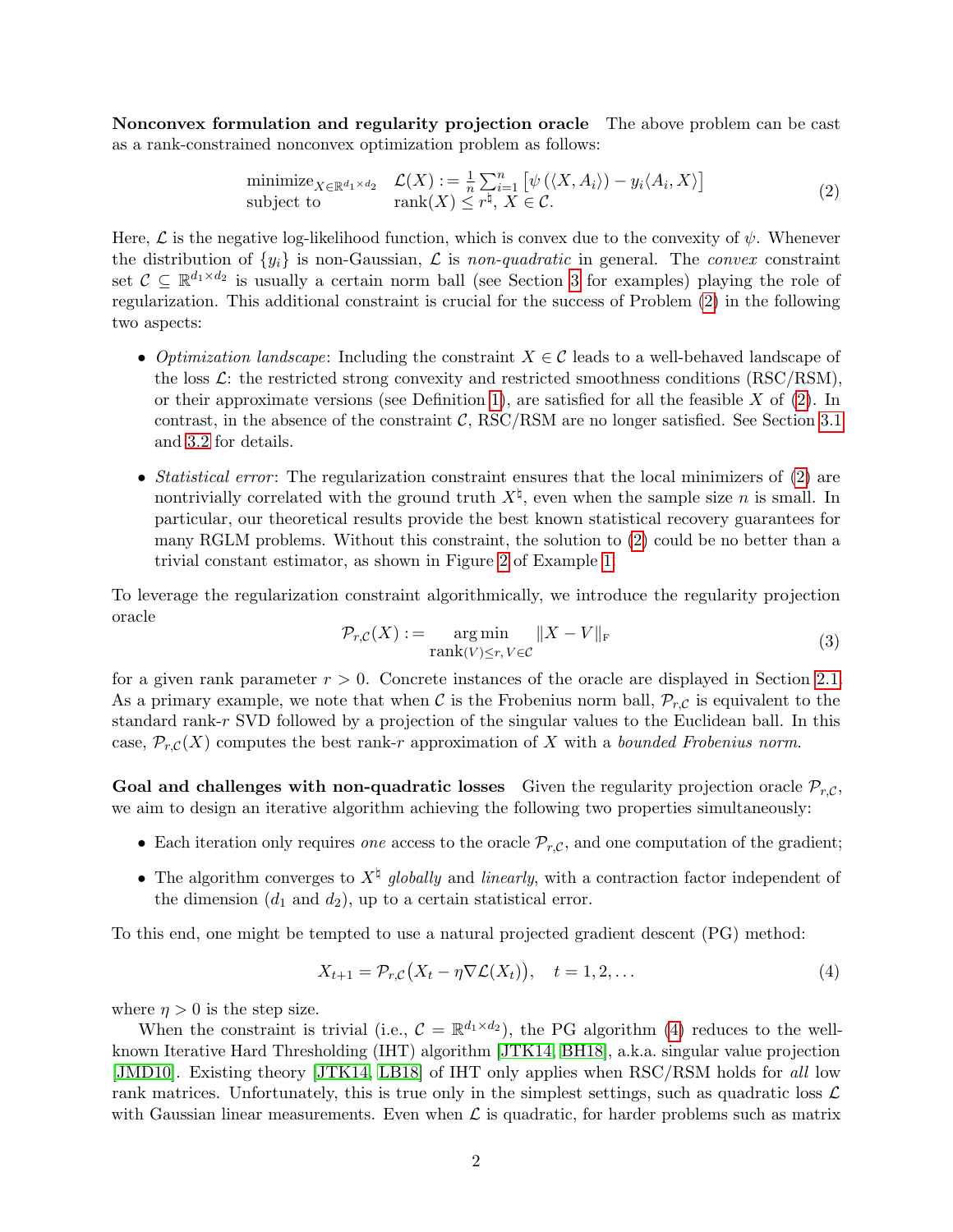**Nonconvex formulation and regularity projection oracle** The above problem can be cast as a rank-constrained nonconvex optimization problem as follows:

$$
\begin{array}{ll}
\text{minimize}_{X\in\mathbb{R}^{d_1\times d_2}} & \mathcal{L}(X) := \frac{1}{n}\sum_{i=1}^{n}\left[\psi\left(\langle X, A_i\rangle\right) - y_i\langle A_i, X\rangle\right] \\
\text{subject to} & \text{rank}(X) \le r^\natural,\ X\in\mathcal{C}.
\end{array} \tag{2}
$$

Here, $\mathcal{L}$ is the negative log-likelihood function, which is convex due to the convexity of $\psi$. Whenever the distribution of $\{y_i\}$ is non-Gaussian, $\mathcal{L}$ is *non-quadratic* in general. The *convex* constraint set $\mathcal{C} \subseteq \mathbb{R}^{d_1\times d_2}$ is usually a certain norm ball (see Section 3 for examples) playing the role of regularization. This additional constraint is crucial for the success of Problem (2) in the following two aspects:

- *Optimization landscape*: Including the constraint $X\in\mathcal{C}$ leads to a well-behaved landscape of the loss $\mathcal{L}$: the restricted strong convexity and restricted smoothness conditions (RSC/RSM), or their approximate versions (see Definition 1), are satisfied for all the feasible $X$ of (2). In contrast, in the absence of the constraint $\mathcal{C}$, RSC/RSM are no longer satisfied. See Section 3.1 and 3.2 for details.
- *Statistical error*: The regularization constraint ensures that the local minimizers of (2) are nontrivially correlated with the ground truth $X^\natural$, even when the sample size $n$ is small. In particular, our theoretical results provide the best known statistical recovery guarantees for many RGLM problems. Without this constraint, the solution to (2) could be no better than a trivial constant estimator, as shown in Figure 2 of Example 1.

To leverage the regularization constraint algorithmically, we introduce the regularity projection oracle

$$
\mathcal{P}_{r,\mathcal{C}}(X) := \underset{\text{rank}(V)\le r,\, V\in\mathcal{C}}{\arg\min} \|X - V\|_{\text{F}} \tag{3}
$$

for a given rank parameter $r > 0$. Concrete instances of the oracle are displayed in Section 2.1. As a primary example, we note that when $\mathcal{C}$ is the Frobenius norm ball, $\mathcal{P}_{r,\mathcal{C}}$ is equivalent to the standard rank-$r$ SVD followed by a projection of the singular values to the Euclidean ball. In this case, $\mathcal{P}_{r,\mathcal{C}}(X)$ computes the best rank-$r$ approximation of $X$ with a *bounded Frobenius norm.*

**Goal and challenges with non-quadratic losses** Given the regularity projection oracle $\mathcal{P}_{r,\mathcal{C}}$, we aim to design an iterative algorithm achieving the following two properties simultaneously:

- Each iteration only requires *one* access to the oracle $\mathcal{P}_{r,\mathcal{C}}$, and one computation of the gradient;
- The algorithm converges to $X^\natural$ *globally* and *linearly*, with a contraction factor independent of the dimension ($d_1$ and $d_2$), up to a certain statistical error.

To this end, one might be tempted to use a natural projected gradient descent (PG) method:

$$
X_{t+1} = \mathcal{P}_{r,\mathcal{C}}\big(X_t - \eta\nabla\mathcal{L}(X_t)\big), \quad t = 1, 2, \dots \tag{4}
$$

where $\eta > 0$ is the step size.

When the constraint is trivial (i.e., $\mathcal{C} = \mathbb{R}^{d_1\times d_2}$), the PG algorithm (4) reduces to the well-known Iterative Hard Thresholding (IHT) algorithm [JTK14, BH18], a.k.a. singular value projection [JMD10]. Existing theory [JTK14, LB18] of IHT only applies when RSC/RSM holds for *all* low rank matrices. Unfortunately, this is true only in the simplest settings, such as quadratic loss $\mathcal{L}$ with Gaussian linear measurements. Even when $\mathcal{L}$ is quadratic, for harder problems such as matrix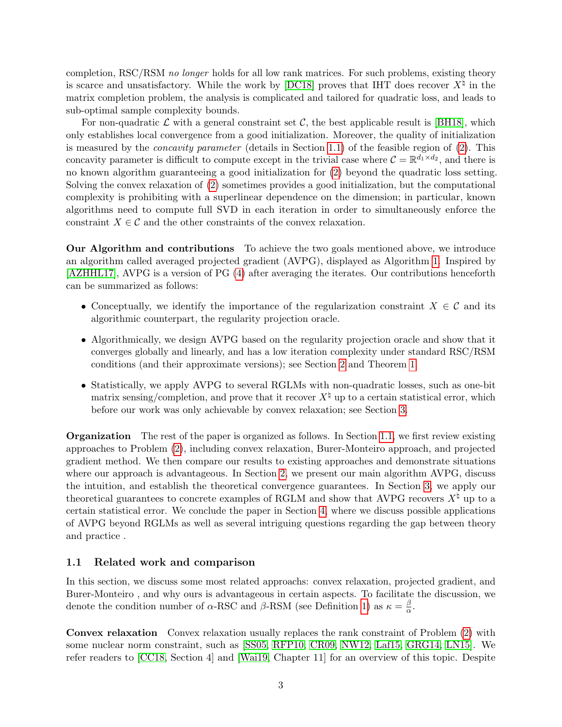completion, RSC/RSM *no longer* holds for all low rank matrices. For such problems, existing theory is scarce and unsatisfactory. While the work by [DC18] proves that IHT does recover $X^\natural$ in the matrix completion problem, the analysis is complicated and tailored for quadratic loss, and leads to sub-optimal sample complexity bounds.

For non-quadratic $\mathcal{L}$ with a general constraint set $\mathcal{C}$, the best applicable result is [BH18], which only establishes local convergence from a good initialization. Moreover, the quality of initialization is measured by the *concavity parameter* (details in Section 1.1) of the feasible region of (2). This concavity parameter is difficult to compute except in the trivial case where $\mathcal{C} = \mathbb{R}^{d_1 \times d_2}$, and there is no known algorithm guaranteeing a good initialization for (2) beyond the quadratic loss setting. Solving the convex relaxation of (2) sometimes provides a good initialization, but the computational complexity is prohibiting with a superlinear dependence on the dimension; in particular, known algorithms need to compute full SVD in each iteration in order to simultaneously enforce the constraint $X \in \mathcal{C}$ and the other constraints of the convex relaxation.

**Our Algorithm and contributions** To achieve the two goals mentioned above, we introduce an algorithm called averaged projected gradient (AVPG), displayed as Algorithm 1. Inspired by [AZHHL17], AVPG is a version of PG (4) after averaging the iterates. Our contributions henceforth can be summarized as follows:

- Conceptually, we identify the importance of the regularization constraint $X \in \mathcal{C}$ and its algorithmic counterpart, the regularity projection oracle.
- Algorithmically, we design AVPG based on the regularity projection oracle and show that it converges globally and linearly, and has a low iteration complexity under standard RSC/RSM conditions (and their approximate versions); see Section 2 and Theorem 1.
- Statistically, we apply AVPG to several RGLMs with non-quadratic losses, such as one-bit matrix sensing/completion, and prove that it recover $X^\natural$ up to a certain statistical error, which before our work was only achievable by convex relaxation; see Section 3.

**Organization** The rest of the paper is organized as follows. In Section 1.1, we first review existing approaches to Problem (2), including convex relaxation, Burer-Monteiro approach, and projected gradient method. We then compare our results to existing approaches and demonstrate situations where our approach is advantageous. In Section 2, we present our main algorithm AVPG, discuss the intuition, and establish the theoretical convergence guarantees. In Section 3, we apply our theoretical guarantees to concrete examples of RGLM and show that AVPG recovers $X^\natural$ up to a certain statistical error. We conclude the paper in Section 4, where we discuss possible applications of AVPG beyond RGLMs as well as several intriguing questions regarding the gap between theory and practice .

## 1.1 Related work and comparison

In this section, we discuss some most related approachs: convex relaxation, projected gradient, and Burer-Monteiro , and why ours is advantageous in certain aspects. To facilitate the discussion, we denote the condition number of $\alpha$-RSC and $\beta$-RSM (see Definition 1) as $\kappa = \frac{\beta}{\alpha}$.

**Convex relaxation** Convex relaxation usually replaces the rank constraint of Problem (2) with some nuclear norm constraint, such as [SS05, RFP10, CR09, NW12, Laf15, GRG14, LN15]. We refer readers to [CC18, Section 4] and [Wai19, Chapter 11] for an overview of this topic. Despite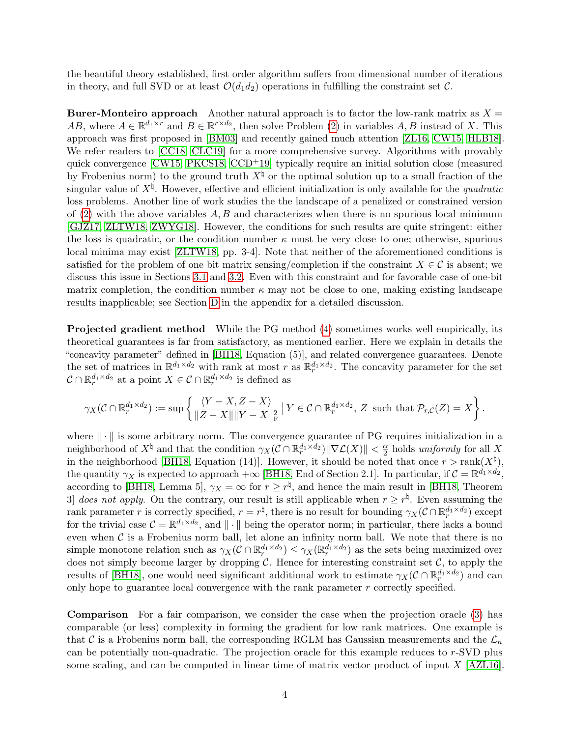the beautiful theory established, first order algorithm suffers from dimensional number of iterations in theory, and full SVD or at least $\mathcal{O}(d_1 d_2)$ operations in fulfilling the constraint set $\mathcal{C}$.

**Burer-Monteiro approach** Another natural approach is to factor the low-rank matrix as $X = AB$, where $A \in \mathbb{R}^{d_1 \times r}$ and $B \in \mathbb{R}^{r \times d_2}$, then solve Problem (2) in variables $A, B$ instead of $X$. This approach was first proposed in [BM03] and recently gained much attention [ZL16, CW15, HLB18]. We refer readers to [CC18, CLC19] for a more comprehensive survey. Algorithms with provably quick convergence [CW15, PKCS18, CCD+19] typically require an initial solution close (measured by Frobenius norm) to the ground truth $X^\natural$ or the optimal solution up to a small fraction of the singular value of $X^\natural$. However, effective and efficient initialization is only available for the *quadratic* loss problems. Another line of work studies the the landscape of a penalized or constrained version of (2) with the above variables $A, B$ and characterizes when there is no spurious local minimum [GJZ17, ZLTW18, ZWYG18]. However, the conditions for such results are quite stringent: either the loss is quadratic, or the condition number $\kappa$ must be very close to one; otherwise, spurious local minima may exist [ZLTW18, pp. 3-4]. Note that neither of the aforementioned conditions is satisfied for the problem of one bit matrix sensing/completion if the constraint $X \in \mathcal{C}$ is absent; we discuss this issue in Sections 3.1 and 3.2. Even with this constraint and for favorable case of one-bit matrix completion, the condition number $\kappa$ may not be close to one, making existing landscape results inapplicable; see Section D in the appendix for a detailed discussion.

**Projected gradient method** While the PG method (4) sometimes works well empirically, its theoretical guarantees is far from satisfactory, as mentioned earlier. Here we explain in details the "concavity parameter" defined in [BH18, Equation (5)], and related convergence guarantees. Denote the set of matrices in $\mathbb{R}^{d_1 \times d_2}$ with rank at most $r$ as $\mathbb{R}_r^{d_1 \times d_2}$. The concavity parameter for the set $\mathcal{C} \cap \mathbb{R}_r^{d_1 \times d_2}$ at a point $X \in \mathcal{C} \cap \mathbb{R}_r^{d_1 \times d_2}$ is defined as

$$\gamma_X(\mathcal{C} \cap \mathbb{R}_r^{d_1 \times d_2}) := \sup \left\{ \frac{\langle Y - X, Z - X \rangle}{\|Z - X\| \|Y - X\|_{\mathrm{F}}^2} \,\middle|\, Y \in \mathcal{C} \cap \mathbb{R}_r^{d_1 \times d_2},\, Z \text{ such that } \mathcal{P}_{r,\mathcal{C}}(Z) = X \right\}.$$

where $\|\cdot\|$ is some arbitrary norm. The convergence guarantee of PG requires initialization in a neighborhood of $X^\natural$ and that the condition $\gamma_X(\mathcal{C} \cap \mathbb{R}_r^{d_1 \times d_2}) \|\nabla \mathcal{L}(X)\| < \frac{\alpha}{2}$ holds *uniformly* for all $X$ in the neighborhood [BH18, Equation (14)]. However, it should be noted that once $r > \operatorname{rank}(X^\natural)$, the quantity $\gamma_X$ is expected to approach $+\infty$ [BH18, End of Section 2.1]. In particular, if $\mathcal{C} = \mathbb{R}^{d_1 \times d_2}$, according to [BH18, Lemma 5], $\gamma_X = \infty$ for $r \geq r^\natural$, and hence the main result in [BH18, Theorem 3] *does not apply*. On the contrary, our result is still applicable when $r \geq r^\natural$. Even assuming the rank parameter $r$ is correctly specified, $r = r^\natural$, there is no result for bounding $\gamma_X(\mathcal{C} \cap \mathbb{R}_r^{d_1 \times d_2})$ except for the trivial case $\mathcal{C} = \mathbb{R}^{d_1 \times d_2}$, and $\|\cdot\|$ being the operator norm; in particular, there lacks a bound even when $\mathcal{C}$ is a Frobenius norm ball, let alone an infinity norm ball. We note that there is no simple monotone relation such as $\gamma_X(\mathcal{C} \cap \mathbb{R}_r^{d_1 \times d_2}) \leq \gamma_X(\mathbb{R}_r^{d_1 \times d_2})$ as the sets being maximized over does not simply become larger by dropping $\mathcal{C}$. Hence for interesting constraint set $\mathcal{C}$, to apply the results of [BH18], one would need significant additional work to estimate $\gamma_X(\mathcal{C} \cap \mathbb{R}_r^{d_1 \times d_2})$ and can only hope to guarantee local convergence with the rank parameter $r$ correctly specified.

**Comparison** For a fair comparison, we consider the case when the projection oracle (3) has comparable (or less) complexity in forming the gradient for low rank matrices. One example is that $\mathcal{C}$ is a Frobenius norm ball, the corresponding RGLM has Gaussian measurements and the $\mathcal{L}_n$ can be potentially non-quadratic. The projection oracle for this example reduces to $r$-SVD plus some scaling, and can be computed in linear time of matrix vector product of input $X$ [AZL16].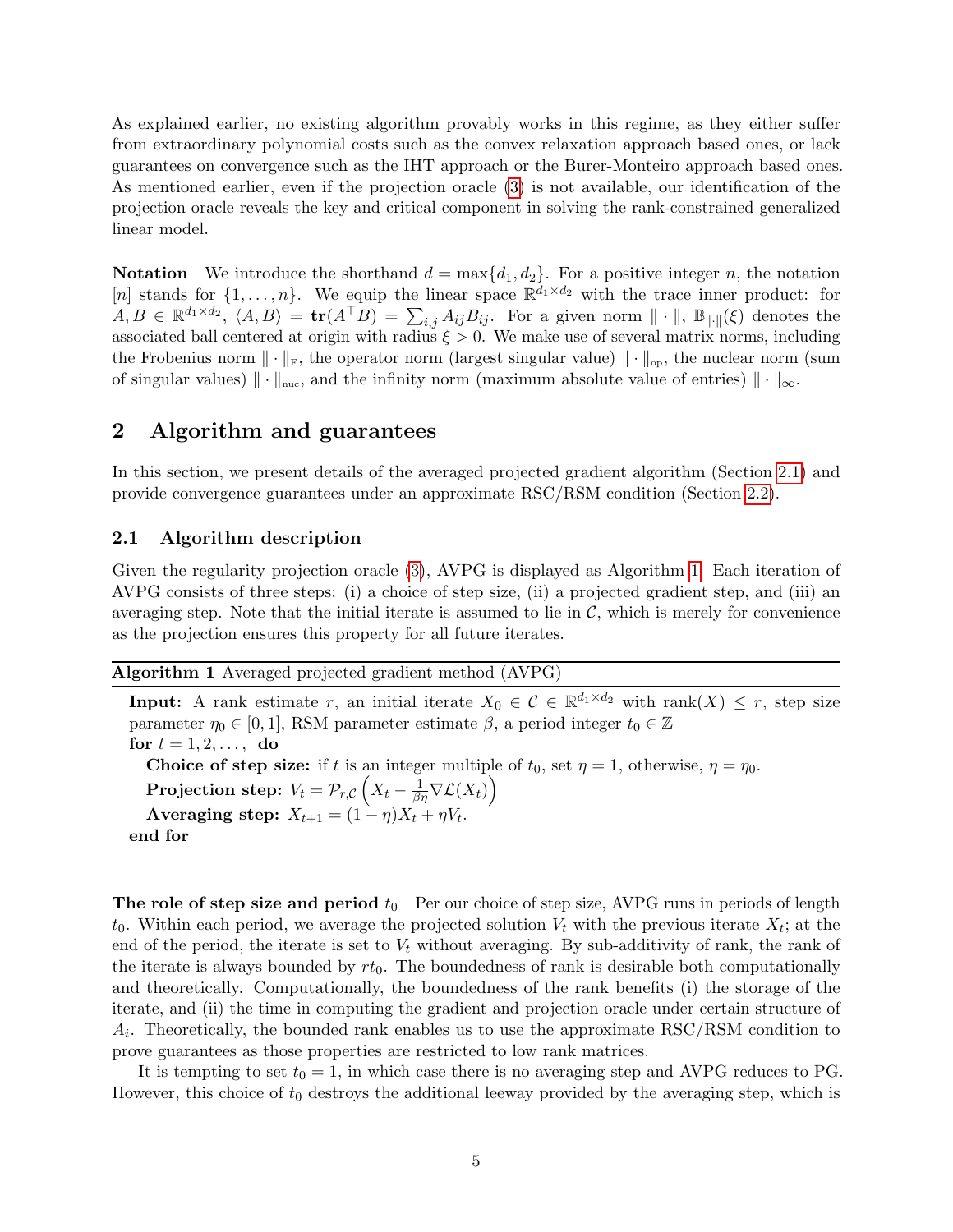As explained earlier, no existing algorithm provably works in this regime, as they either suffer from extraordinary polynomial costs such as the convex relaxation approach based ones, or lack guarantees on convergence such as the IHT approach or the Burer-Monteiro approach based ones. As mentioned earlier, even if the projection oracle (3) is not available, our identification of the projection oracle reveals the key and critical component in solving the rank-constrained generalized linear model.

**Notation** We introduce the shorthand $d = \max\{d_1, d_2\}$. For a positive integer $n$, the notation $[n]$ stands for $\{1, \ldots, n\}$. We equip the linear space $\mathbb{R}^{d_1 \times d_2}$ with the trace inner product: for $A, B \in \mathbb{R}^{d_1 \times d_2}$, $\langle A, B\rangle = \mathbf{tr}(A^\top B) = \sum_{i,j} A_{ij}B_{ij}$. For a given norm $\|\cdot\|$, $\mathbb{B}_{\|\cdot\|}(\xi)$ denotes the associated ball centered at origin with radius $\xi > 0$. We make use of several matrix norms, including the Frobenius norm $\|\cdot\|_{\text{F}}$, the operator norm (largest singular value) $\|\cdot\|_{\text{op}}$, the nuclear norm (sum of singular values) $\|\cdot\|_{\text{nuc}}$, and the infinity norm (maximum absolute value of entries) $\|\cdot\|_\infty$.

## 2 Algorithm and guarantees

In this section, we present details of the averaged projected gradient algorithm (Section 2.1) and provide convergence guarantees under an approximate RSC/RSM condition (Section 2.2).

### 2.1 Algorithm description

Given the regularity projection oracle (3), AVPG is displayed as Algorithm 1. Each iteration of AVPG consists of three steps: (i) a choice of step size, (ii) a projected gradient step, and (iii) an averaging step. Note that the initial iterate is assumed to lie in $\mathcal{C}$, which is merely for convenience as the projection ensures this property for all future iterates.

**Algorithm 1** Averaged projected gradient method (AVPG)

**Input:** A rank estimate $r$, an initial iterate $X_0 \in \mathcal{C} \in \mathbb{R}^{d_1 \times d_2}$ with $\text{rank}(X) \leq r$, step size parameter $\eta_0 \in [0, 1]$, RSM parameter estimate $\beta$, a period integer $t_0 \in \mathbb{Z}$

**for** $t = 1, 2, \ldots,$ **do**

  **Choice of step size:** if $t$ is an integer multiple of $t_0$, set $\eta = 1$, otherwise, $\eta = \eta_0$.

  **Projection step:** $V_t = \mathcal{P}_{r,\mathcal{C}}\left(X_t - \frac{1}{\beta\eta}\nabla\mathcal{L}(X_t)\right)$

  **Averaging step:** $X_{t+1} = (1-\eta)X_t + \eta V_t$.

**end for**

**The role of step size and period $t_0$** Per our choice of step size, AVPG runs in periods of length $t_0$. Within each period, we average the projected solution $V_t$ with the previous iterate $X_t$; at the end of the period, the iterate is set to $V_t$ without averaging. By sub-additivity of rank, the rank of the iterate is always bounded by $rt_0$. The boundedness of rank is desirable both computationally and theoretically. Computationally, the boundedness of the rank benefits (i) the storage of the iterate, and (ii) the time in computing the gradient and projection oracle under certain structure of $A_i$. Theoretically, the bounded rank enables us to use the approximate RSC/RSM condition to prove guarantees as those properties are restricted to low rank matrices.

It is tempting to set $t_0 = 1$, in which case there is no averaging step and AVPG reduces to PG. However, this choice of $t_0$ destroys the additional leeway provided by the averaging step, which is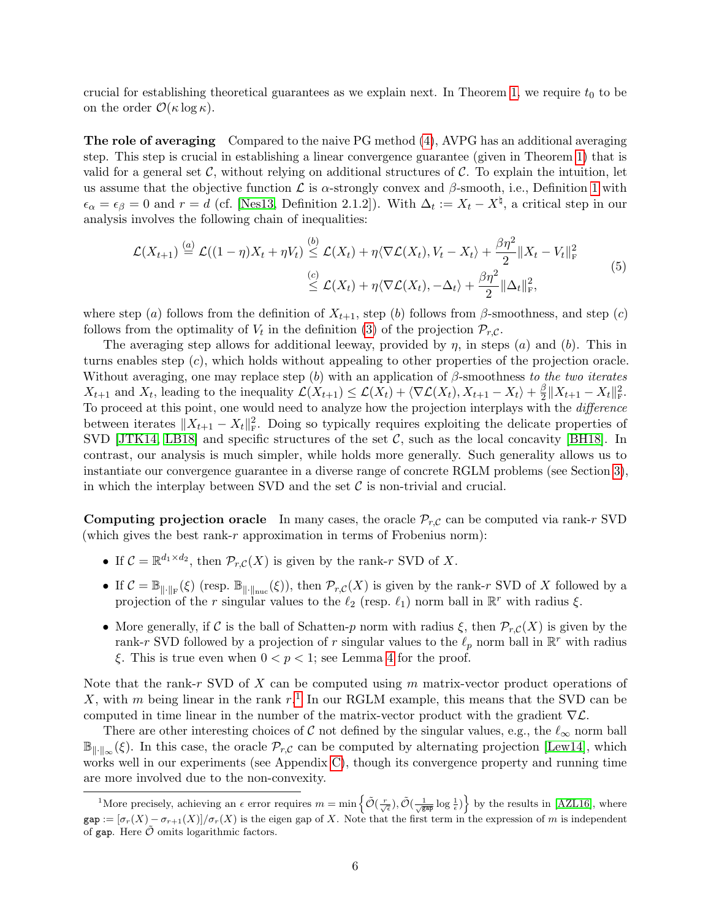crucial for establishing theoretical guarantees as we explain next. In Theorem 1, we require $t_0$ to be on the order $\mathcal{O}(\kappa \log \kappa)$.

**The role of averaging** Compared to the naive PG method (4), AVPG has an additional averaging step. This step is crucial in establishing a linear convergence guarantee (given in Theorem 1) that is valid for a general set $\mathcal{C}$, without relying on additional structures of $\mathcal{C}$. To explain the intuition, let us assume that the objective function $\mathcal{L}$ is $\alpha$-strongly convex and $\beta$-smooth, i.e., Definition 1 with $\epsilon_\alpha = \epsilon_\beta = 0$ and $r = d$ (cf. [Nes13, Definition 2.1.2]). With $\Delta_t := X_t - X^\natural$, a critical step in our analysis involves the following chain of inequalities:

$$
\begin{aligned}
\mathcal{L}(X_{t+1}) \overset{(a)}{=} \mathcal{L}((1-\eta)X_t + \eta V_t) &\overset{(b)}{\leq} \mathcal{L}(X_t) + \eta \langle \nabla \mathcal{L}(X_t), V_t - X_t \rangle + \frac{\beta \eta^2}{2} \|X_t - V_t\|_{\mathrm{F}}^2 \\
&\overset{(c)}{\leq} \mathcal{L}(X_t) + \eta \langle \nabla \mathcal{L}(X_t), -\Delta_t \rangle + \frac{\beta \eta^2}{2} \|\Delta_t\|_{\mathrm{F}}^2,
\end{aligned}
\tag{5}
$$

where step $(a)$ follows from the definition of $X_{t+1}$, step $(b)$ follows from $\beta$-smoothness, and step $(c)$ follows from the optimality of $V_t$ in the definition (3) of the projection $\mathcal{P}_{r,\mathcal{C}}$.

The averaging step allows for additional leeway, provided by $\eta$, in steps $(a)$ and $(b)$. This in turns enables step $(c)$, which holds without appealing to other properties of the projection oracle. Without averaging, one may replace step $(b)$ with an application of $\beta$-smoothness *to the two iterates* $X_{t+1}$ and $X_t$, leading to the inequality $\mathcal{L}(X_{t+1}) \leq \mathcal{L}(X_t) + \langle \nabla \mathcal{L}(X_t), X_{t+1} - X_t \rangle + \frac{\beta}{2} \|X_{t+1} - X_t\|_{\mathrm{F}}^2$. To proceed at this point, one would need to analyze how the projection interplays with the *difference* between iterates $\|X_{t+1} - X_t\|_{\mathrm{F}}^2$. Doing so typically requires exploiting the delicate properties of SVD [JTK14, LB18] and specific structures of the set $\mathcal{C}$, such as the local concavity [BH18]. In contrast, our analysis is much simpler, while holds more generally. Such generality allows us to instantiate our convergence guarantee in a diverse range of concrete RGLM problems (see Section 3), in which the interplay between SVD and the set $\mathcal{C}$ is non-trivial and crucial.

**Computing projection oracle** In many cases, the oracle $\mathcal{P}_{r,\mathcal{C}}$ can be computed via rank-$r$ SVD (which gives the best rank-$r$ approximation in terms of Frobenius norm):

- If $\mathcal{C} = \mathbb{R}^{d_1 \times d_2}$, then $\mathcal{P}_{r,\mathcal{C}}(X)$ is given by the rank-$r$ SVD of $X$.
- If $\mathcal{C} = \mathbb{B}_{\|\cdot\|_{\mathrm{F}}}(\xi)$ (resp. $\mathbb{B}_{\|\cdot\|_{\mathrm{nuc}}}(\xi)$), then $\mathcal{P}_{r,\mathcal{C}}(X)$ is given by the rank-$r$ SVD of $X$ followed by a projection of the $r$ singular values to the $\ell_2$ (resp. $\ell_1$) norm ball in $\mathbb{R}^r$ with radius $\xi$.
- More generally, if $\mathcal{C}$ is the ball of Schatten-$p$ norm with radius $\xi$, then $\mathcal{P}_{r,\mathcal{C}}(X)$ is given by the rank-$r$ SVD followed by a projection of $r$ singular values to the $\ell_p$ norm ball in $\mathbb{R}^r$ with radius $\xi$. This is true even when $0 < p < 1$; see Lemma 4 for the proof.

Note that the rank-$r$ SVD of $X$ can be computed using $m$ matrix-vector product operations of $X$, with $m$ being linear in the rank $r$.[1] In our RGLM example, this means that the SVD can be computed in time linear in the number of the matrix-vector product with the gradient $\nabla \mathcal{L}$.

There are other interesting choices of $\mathcal{C}$ not defined by the singular values, e.g., the $\ell_\infty$ norm ball $\mathbb{B}_{\|\cdot\|_\infty}(\xi)$. In this case, the oracle $\mathcal{P}_{r,\mathcal{C}}$ can be computed by alternating projection [Lew14], which works well in our experiments (see Appendix C), though its convergence property and running time are more involved due to the non-convexity.

[1] More precisely, achieving an $\epsilon$ error requires $m = \min\left\{ \tilde{\mathcal{O}}(\frac{r}{\sqrt{\epsilon}}), \tilde{\mathcal{O}}(\frac{1}{\sqrt{\mathsf{gap}}} \log \frac{1}{\epsilon}) \right\}$ by the results in [AZL16], where $\mathsf{gap} := [\sigma_r(X) - \sigma_{r+1}(X)]/\sigma_r(X)$ is the eigen gap of $X$. Note that the first term in the expression of $m$ is independent of $\mathsf{gap}$. Here $\tilde{\mathcal{O}}$ omits logarithmic factors.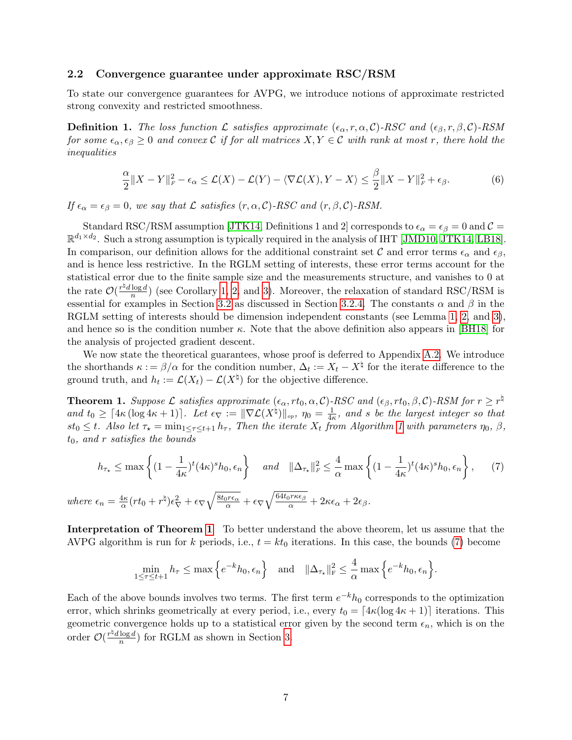### 2.2 Convergence guarantee under approximate RSC/RSM

To state our convergence guarantees for AVPG, we introduce notions of approximate restricted strong convexity and restricted smoothness.

**Definition 1.** *The loss function $\mathcal{L}$ satisfies approximate $(\epsilon_\alpha, r, \alpha, \mathcal{C})$-RSC and $(\epsilon_\beta, r, \beta, \mathcal{C})$-RSM for some $\epsilon_\alpha, \epsilon_\beta \geq 0$ and convex $\mathcal{C}$ if for all matrices $X, Y \in \mathcal{C}$ with rank at most $r$, there hold the inequalities*

$$\frac{\alpha}{2}\|X - Y\|_F^2 - \epsilon_\alpha \leq \mathcal{L}(X) - \mathcal{L}(Y) - \langle \nabla \mathcal{L}(X), Y - X \rangle \leq \frac{\beta}{2}\|X - Y\|_F^2 + \epsilon_\beta. \tag{6}$$

*If $\epsilon_\alpha = \epsilon_\beta = 0$, we say that $\mathcal{L}$ satisfies $(r, \alpha, \mathcal{C})$-RSC and $(r, \beta, \mathcal{C})$-RSM.*

Standard RSC/RSM assumption [JTK14, Definitions 1 and 2] corresponds to $\epsilon_\alpha = \epsilon_\beta = 0$ and $\mathcal{C} = \mathbb{R}^{d_1 \times d_2}$. Such a strong assumption is typically required in the analysis of IHT [JMD10, JTK14, LB18]. In comparison, our definition allows for the additional constraint set $\mathcal{C}$ and error terms $\epsilon_\alpha$ and $\epsilon_\beta$, and is hence less restrictive. In the RGLM setting of interests, these error terms account for the statistical error due to the finite sample size and the measurements structure, and vanishes to 0 at the rate $\mathcal{O}(\frac{r^\natural d \log d}{n})$ (see Corollary 1, 2, and 3). Moreover, the relaxation of standard RSC/RSM is essential for examples in Section 3.2 as discussed in Section 3.2.4. The constants $\alpha$ and $\beta$ in the RGLM setting of interests should be dimension independent constants (see Lemma 1, 2, and 3), and hence so is the condition number $\kappa$. Note that the above definition also appears in [BH18] for the analysis of projected gradient descent.

We now state the theoretical guarantees, whose proof is deferred to Appendix A.2. We introduce the shorthands $\kappa := \beta/\alpha$ for the condition number, $\Delta_t := X_t - X^\natural$ for the iterate difference to the ground truth, and $h_t := \mathcal{L}(X_t) - \mathcal{L}(X^\natural)$ for the objective difference.

**Theorem 1.** *Suppose $\mathcal{L}$ satisfies approximate $(\epsilon_\alpha, rt_0, \alpha, \mathcal{C})$-RSC and $(\epsilon_\beta, rt_0, \beta, \mathcal{C})$-RSM for $r \geq r^\natural$ and $t_0 \geq \lceil 4\kappa (\log 4\kappa + 1) \rceil$. Let $\epsilon_\nabla := \|\nabla \mathcal{L}(X^\natural)\|_{op}$, $\eta_0 = \frac{1}{4\kappa}$, and $s$ be the largest integer so that $st_0 \leq t$. Also let $\tau_\star = \min_{1 \leq \tau \leq t+1} h_\tau$, Then the iterate $X_t$ from Algorithm 1 with parameters $\eta_0$, $\beta$, $t_0$, and $r$ satisfies the bounds*

$$h_{\tau_\star} \leq \max\left\{(1 - \frac{1}{4\kappa})^t (4\kappa)^s h_0, \epsilon_n\right\} \quad \text{and} \quad \|\Delta_{\tau_\star}\|_F^2 \leq \frac{4}{\alpha}\max\left\{(1 - \frac{1}{4\kappa})^t (4\kappa)^s h_0, \epsilon_n\right\}, \tag{7}$$

*where $\epsilon_n = \frac{4\kappa}{\alpha}(rt_0 + r^\natural)\epsilon_\nabla^2 + \epsilon_\nabla \sqrt{\frac{8t_0 r \epsilon_\alpha}{\alpha}} + \epsilon_\nabla \sqrt{\frac{64 t_0 r \kappa \epsilon_\beta}{\alpha}} + 2\kappa\epsilon_\alpha + 2\epsilon_\beta$.*

**Interpretation of Theorem 1** To better understand the above theorem, let us assume that the AVPG algorithm is run for $k$ periods, i.e., $t = kt_0$ iterations. In this case, the bounds (7) become

$$\min_{1 \leq \tau \leq t+1} h_\tau \leq \max\left\{e^{-k} h_0, \epsilon_n\right\} \quad \text{and} \quad \|\Delta_{\tau_\star}\|_F^2 \leq \frac{4}{\alpha}\max\left\{e^{-k} h_0, \epsilon_n\right\}.$$

Each of the above bounds involves two terms. The first term $e^{-k}h_0$ corresponds to the optimization error, which shrinks geometrically at every period, i.e., every $t_0 = \lceil 4\kappa(\log 4\kappa + 1) \rceil$ iterations. This geometric convergence holds up to a statistical error given by the second term $\epsilon_n$, which is on the order $\mathcal{O}(\frac{r^\natural d \log d}{n})$ for RGLM as shown in Section 3.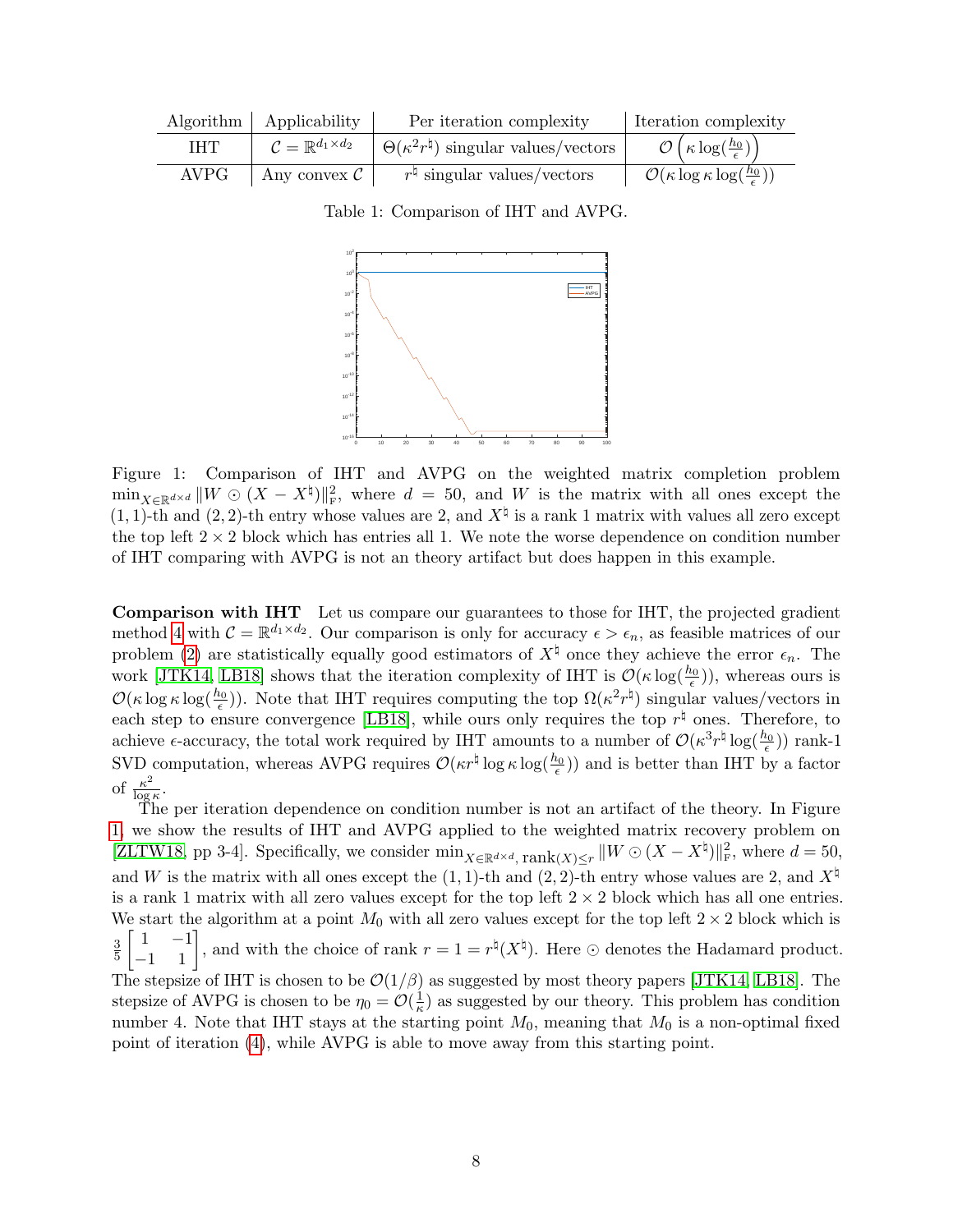| Algorithm | Applicability | Per iteration complexity | Iteration complexity |
|---|---|---|---|
| IHT | $\mathcal{C} = \mathbb{R}^{d_1 \times d_2}$ | $\Theta(\kappa^2 r^\natural)$ singular values/vectors | $\mathcal{O}\left(\kappa \log(\frac{h_0}{\epsilon})\right)$ |
| AVPG | Any convex $\mathcal{C}$ | $r^\natural$ singular values/vectors | $\mathcal{O}(\kappa \log \kappa \log(\frac{h_0}{\epsilon}))$ |

Table 1: Comparison of IHT and AVPG.

Figure 1: Comparison of IHT and AVPG on the weighted matrix completion problem $\min_{X \in \mathbb{R}^{d \times d}} \|W \odot (X - X^\natural)\|_{\mathrm{F}}^2$, where $d = 50$, and $W$ is the matrix with all ones except the $(1,1)$-th and $(2,2)$-th entry whose values are 2, and $X^\natural$ is a rank 1 matrix with values all zero except the top left $2 \times 2$ block which has entries all 1. We note the worse dependence on condition number of IHT comparing with AVPG is not an theory artifact but does happen in this example.

**Comparison with IHT** Let us compare our guarantees to those for IHT, the projected gradient method 4 with $\mathcal{C} = \mathbb{R}^{d_1 \times d_2}$. Our comparison is only for accuracy $\epsilon > \epsilon_n$, as feasible matrices of our problem (2) are statistically equally good estimators of $X^\natural$ once they achieve the error $\epsilon_n$. The work [JTK14, LB18] shows that the iteration complexity of IHT is $\mathcal{O}(\kappa \log(\frac{h_0}{\epsilon}))$, whereas ours is $\mathcal{O}(\kappa \log \kappa \log(\frac{h_0}{\epsilon}))$. Note that IHT requires computing the top $\Omega(\kappa^2 r^\natural)$ singular values/vectors in each step to ensure convergence [LB18], while ours only requires the top $r^\natural$ ones. Therefore, to achieve $\epsilon$-accuracy, the total work required by IHT amounts to a number of $\mathcal{O}(\kappa^3 r^\natural \log(\frac{h_0}{\epsilon}))$ rank-1 SVD computation, whereas AVPG requires $\mathcal{O}(\kappa r^\natural \log \kappa \log(\frac{h_0}{\epsilon}))$ and is better than IHT by a factor of $\frac{\kappa^2}{\log \kappa}$.

The per iteration dependence on condition number is not an artifact of the theory. In Figure 1, we show the results of IHT and AVPG applied to the weighted matrix recovery problem on [ZLTW18, pp 3-4]. Specifically, we consider $\min_{X \in \mathbb{R}^{d \times d},\, \mathrm{rank}(X) \leq r} \|W \odot (X - X^\natural)\|_{\mathrm{F}}^2$, where $d = 50$, and $W$ is the matrix with all ones except the $(1,1)$-th and $(2,2)$-th entry whose values are 2, and $X^\natural$ is a rank 1 matrix with all zero values except for the top left $2 \times 2$ block which has all one entries. We start the algorithm at a point $M_0$ with all zero values except for the top left $2 \times 2$ block which is $\frac{3}{5}\begin{bmatrix} 1 & -1 \\ -1 & 1 \end{bmatrix}$, and with the choice of rank $r = 1 = r^\natural(X^\natural)$. Here $\odot$ denotes the Hadamard product. The stepsize of IHT is chosen to be $\mathcal{O}(1/\beta)$ as suggested by most theory papers [JTK14, LB18]. The stepsize of AVPG is chosen to be $\eta_0 = \mathcal{O}(\frac{1}{\kappa})$ as suggested by our theory. This problem has condition number 4. Note that IHT stays at the starting point $M_0$, meaning that $M_0$ is a non-optimal fixed point of iteration (4), while AVPG is able to move away from this starting point.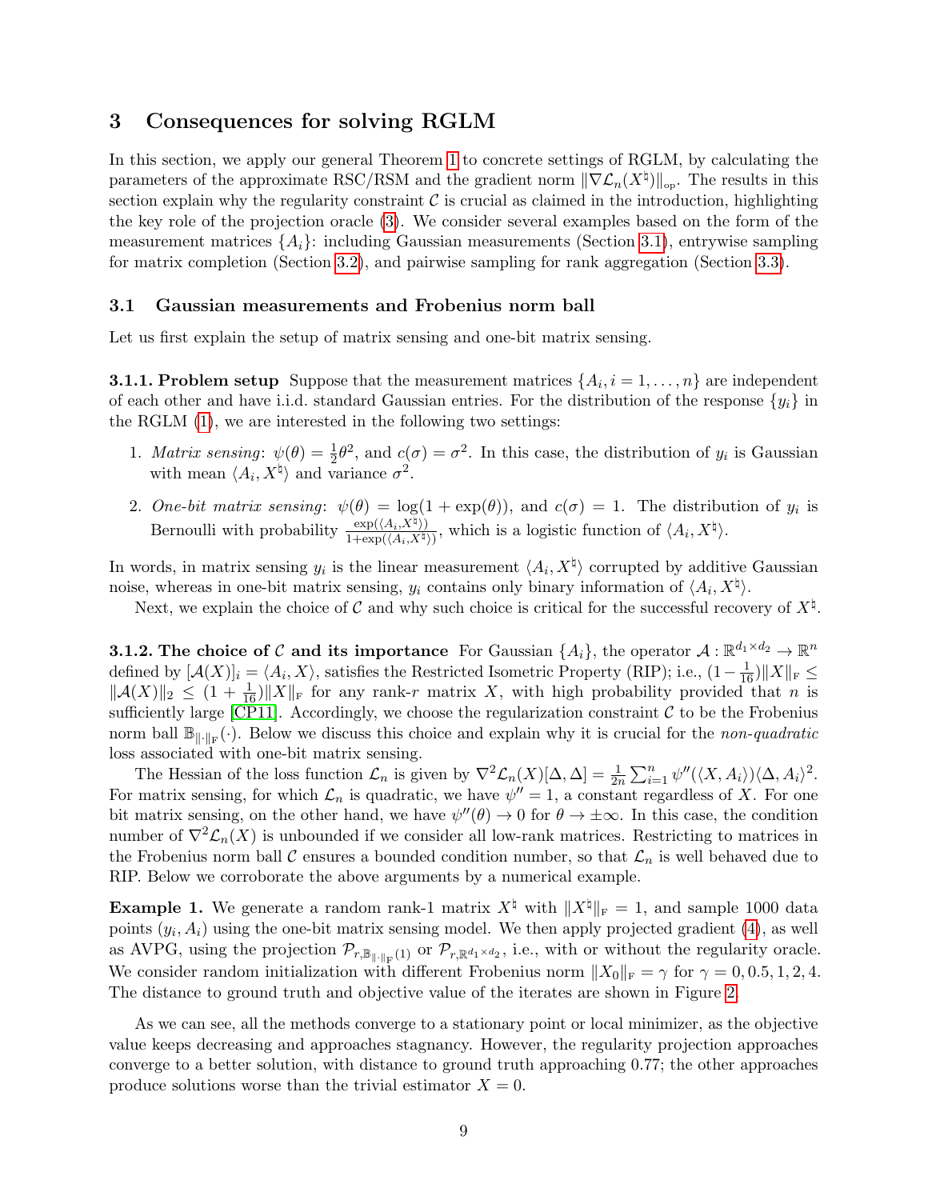# 3 Consequences for solving RGLM

In this section, we apply our general Theorem 1 to concrete settings of RGLM, by calculating the parameters of the approximate RSC/RSM and the gradient norm $\|\nabla \mathcal{L}_n(X^\natural)\|_{\text{op}}$. The results in this section explain why the regularity constraint $\mathcal{C}$ is crucial as claimed in the introduction, highlighting the key role of the projection oracle (3). We consider several examples based on the form of the measurement matrices $\{A_i\}$: including Gaussian measurements (Section 3.1), entrywise sampling for matrix completion (Section 3.2), and pairwise sampling for rank aggregation (Section 3.3).

## 3.1 Gaussian measurements and Frobenius norm ball

Let us first explain the setup of matrix sensing and one-bit matrix sensing.

**3.1.1. Problem setup** Suppose that the measurement matrices $\{A_i, i = 1, \ldots, n\}$ are independent of each other and have i.i.d. standard Gaussian entries. For the distribution of the response $\{y_i\}$ in the RGLM (1), we are interested in the following two settings:

1. *Matrix sensing*: $\psi(\theta) = \frac{1}{2}\theta^2$, and $c(\sigma) = \sigma^2$. In this case, the distribution of $y_i$ is Gaussian with mean $\langle A_i, X^\natural \rangle$ and variance $\sigma^2$.
2. *One-bit matrix sensing*: $\psi(\theta) = \log(1 + \exp(\theta))$, and $c(\sigma) = 1$. The distribution of $y_i$ is Bernoulli with probability $\frac{\exp(\langle A_i, X^\natural \rangle)}{1+\exp(\langle A_i, X^\natural \rangle)}$, which is a logistic function of $\langle A_i, X^\natural \rangle$.

In words, in matrix sensing $y_i$ is the linear measurement $\langle A_i, X^\natural \rangle$ corrupted by additive Gaussian noise, whereas in one-bit matrix sensing, $y_i$ contains only binary information of $\langle A_i, X^\natural \rangle$.

Next, we explain the choice of $\mathcal{C}$ and why such choice is critical for the successful recovery of $X^\natural$.

**3.1.2. The choice of $\mathcal{C}$ and its importance** For Gaussian $\{A_i\}$, the operator $\mathcal{A} : \mathbb{R}^{d_1 \times d_2} \to \mathbb{R}^n$ defined by $[\mathcal{A}(X)]_i = \langle A_i, X \rangle$, satisfies the Restricted Isometric Property (RIP); i.e., $(1 - \frac{1}{16})\|X\|_{\text{F}} \leq \|\mathcal{A}(X)\|_2 \leq (1 + \frac{1}{16})\|X\|_{\text{F}}$ for any rank-$r$ matrix $X$, with high probability provided that $n$ is sufficiently large [CP11]. Accordingly, we choose the regularization constraint $\mathcal{C}$ to be the Frobenius norm ball $\mathbb{B}_{\|\cdot\|_{\text{F}}}(\cdot)$. Below we discuss this choice and explain why it is crucial for the *non-quadratic* loss associated with one-bit matrix sensing.

The Hessian of the loss function $\mathcal{L}_n$ is given by $\nabla^2 \mathcal{L}_n(X)[\Delta, \Delta] = \frac{1}{2n}\sum_{i=1}^n \psi''(\langle X, A_i \rangle)\langle \Delta, A_i \rangle^2$. For matrix sensing, for which $\mathcal{L}_n$ is quadratic, we have $\psi'' = 1$, a constant regardless of $X$. For one bit matrix sensing, on the other hand, we have $\psi''(\theta) \to 0$ for $\theta \to \pm\infty$. In this case, the condition number of $\nabla^2 \mathcal{L}_n(X)$ is unbounded if we consider all low-rank matrices. Restricting to matrices in the Frobenius norm ball $\mathcal{C}$ ensures a bounded condition number, so that $\mathcal{L}_n$ is well behaved due to RIP. Below we corroborate the above arguments by a numerical example.

**Example 1.** We generate a random rank-1 matrix $X^\natural$ with $\|X^\natural\|_{\text{F}} = 1$, and sample 1000 data points $(y_i, A_i)$ using the one-bit matrix sensing model. We then apply projected gradient (4), as well as AVPG, using the projection $\mathcal{P}_{r, \mathbb{B}_{\|\cdot\|_{\text{F}}}(1)}$ or $\mathcal{P}_{r, \mathbb{R}^{d_1 \times d_2}}$, i.e., with or without the regularity oracle. We consider random initialization with different Frobenius norm $\|X_0\|_{\text{F}} = \gamma$ for $\gamma = 0, 0.5, 1, 2, 4$. The distance to ground truth and objective value of the iterates are shown in Figure 2.

As we can see, all the methods converge to a stationary point or local minimizer, as the objective value keeps decreasing and approaches stagnancy. However, the regularity projection approaches converge to a better solution, with distance to ground truth approaching 0.77; the other approaches produce solutions worse than the trivial estimator $X = 0$.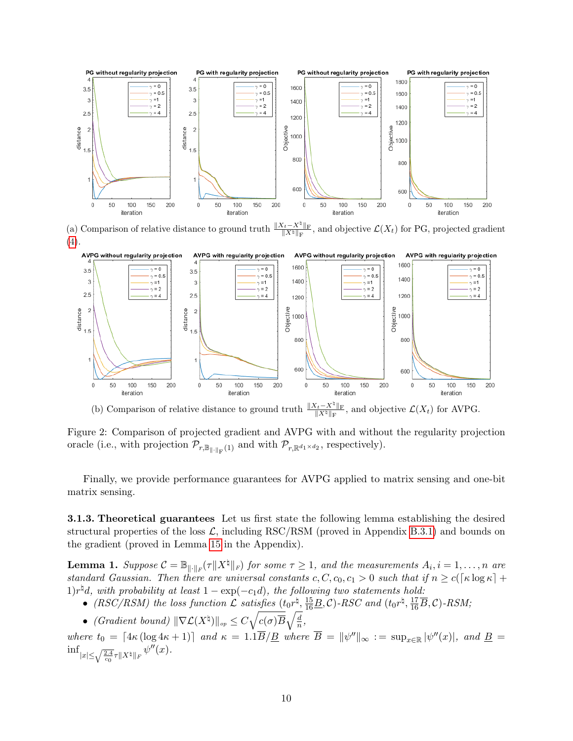(a) Comparison of relative distance to ground truth $\frac{\|X_t - X^\natural\|_F}{\|X^\natural\|_F}$, and objective $\mathcal{L}(X_t)$ for PG, projected gradient (4).

(b) Comparison of relative distance to ground truth $\frac{\|X_t - X^\natural\|_F}{\|X^\natural\|_F}$, and objective $\mathcal{L}(X_t)$ for AVPG.

Figure 2: Comparison of projected gradient and AVPG with and without the regularity projection oracle (i.e., with projection $\mathcal{P}_{r,\mathbb{B}_{\|\cdot\|_F}(1)}$ and with $\mathcal{P}_{r,\mathbb{R}^{d_1\times d_2}}$, respectively).

Finally, we provide performance guarantees for AVPG applied to matrix sensing and one-bit matrix sensing.

**3.1.3. Theoretical guarantees** Let us first state the following lemma establishing the desired structural properties of the loss $\mathcal{L}$, including RSC/RSM (proved in Appendix B.3.1) and bounds on the gradient (proved in Lemma 15 in the Appendix).

**Lemma 1.** *Suppose $\mathcal{C} = \mathbb{B}_{\|\cdot\|_F}(\tau\|X^\natural\|_F)$ for some $\tau \geq 1$, and the measurements $A_i, i = 1, \ldots, n$ are standard Gaussian. Then there are universal constants $c, C, c_0, c_1 > 0$ such that if $n \geq c(\lceil \kappa \log \kappa \rceil + 1)r^\natural d$, with probability at least $1 - \exp(-c_1 d)$, the following two statements hold:*

- *(RSC/RSM) the loss function $\mathcal{L}$ satisfies $(t_0 r^\natural, \frac{15}{16}\underline{B}, \mathcal{C})$-RSC and $(t_0 r^\natural, \frac{17}{16}\overline{B}, \mathcal{C})$-RSM;*
- *(Gradient bound) $\|\nabla \mathcal{L}(X^\natural)\|_{op} \leq C\sqrt{c(\sigma)\overline{B}}\sqrt{\frac{d}{n}}$,*

*where $t_0 = \lceil 4\kappa(\log 4\kappa + 1)\rceil$ and $\kappa = 1.1\overline{B}/\underline{B}$ where $\overline{B} = \|\psi''\|_\infty := \sup_{x\in\mathbb{R}} |\psi''(x)|$, and $\underline{B} = \inf_{|x| \leq \sqrt{\frac{2.4}{c_0}}\tau\|X^\natural\|_F} \psi''(x)$.*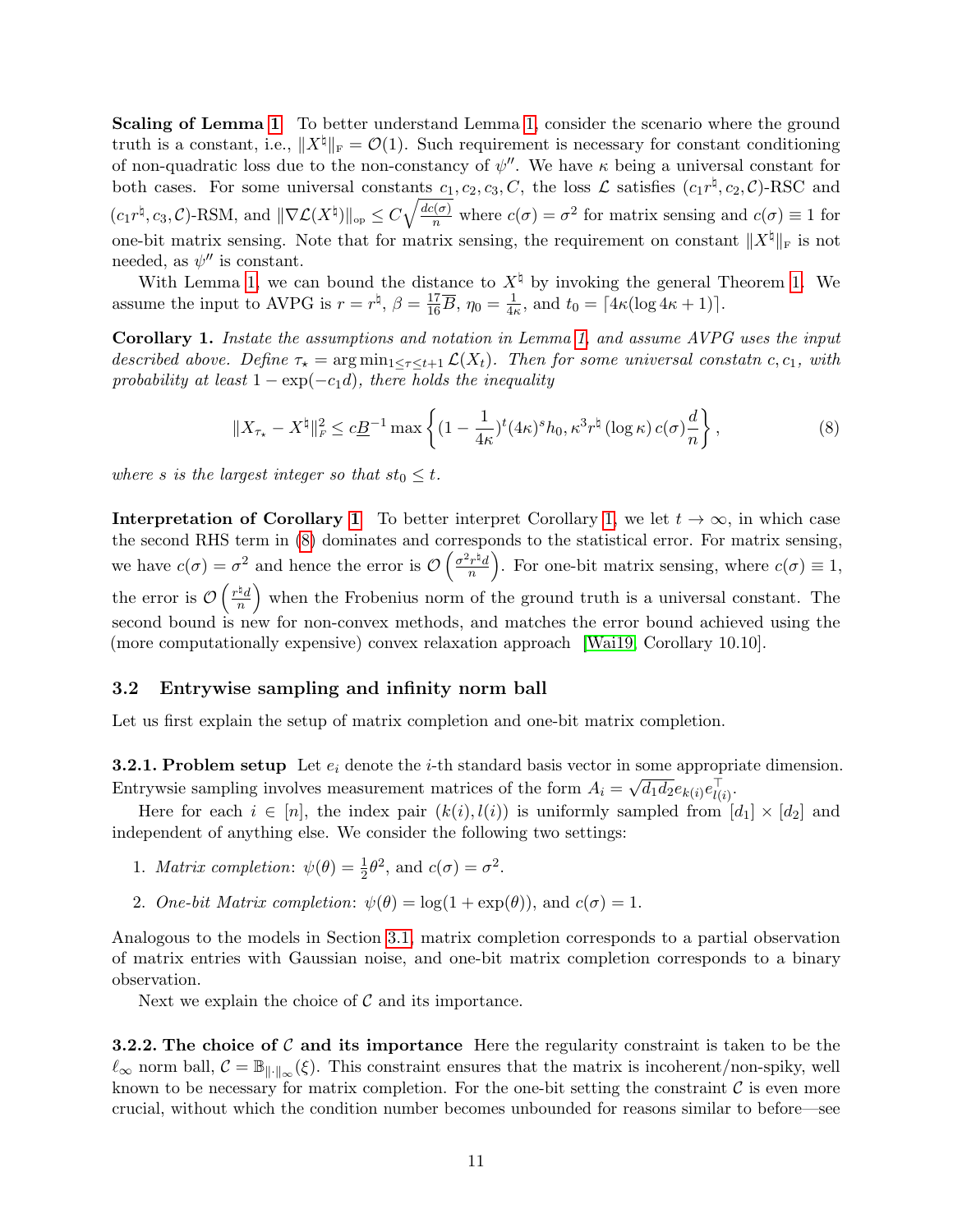**Scaling of Lemma 1** To better understand Lemma 1, consider the scenario where the ground truth is a constant, i.e., $\|X^\natural\|_{\mathrm{F}} = \mathcal{O}(1)$. Such requirement is necessary for constant conditioning of non-quadratic loss due to the non-constancy of $\psi''$. We have $\kappa$ being a universal constant for both cases. For some universal constants $c_1, c_2, c_3, C$, the loss $\mathcal{L}$ satisfies $(c_1 r^\natural, c_2, \mathcal{C})$-RSC and $(c_1 r^\natural, c_3, \mathcal{C})$-RSM, and $\|\nabla \mathcal{L}(X^\natural)\|_{\mathrm{op}} \leq C\sqrt{\frac{dc(\sigma)}{n}}$ where $c(\sigma) = \sigma^2$ for matrix sensing and $c(\sigma) \equiv 1$ for one-bit matrix sensing. Note that for matrix sensing, the requirement on constant $\|X^\natural\|_{\mathrm{F}}$ is not needed, as $\psi''$ is constant.

With Lemma 1, we can bound the distance to $X^\natural$ by invoking the general Theorem 1. We assume the input to AVPG is $r = r^\natural$, $\beta = \frac{17}{16}\overline{B}$, $\eta_0 = \frac{1}{4\kappa}$, and $t_0 = \lceil 4\kappa(\log 4\kappa + 1) \rceil$.

**Corollary 1.** *Instate the assumptions and notation in Lemma 1, and assume AVPG uses the input described above. Define $\tau_\star = \arg\min_{1 \leq \tau \leq t+1} \mathcal{L}(X_t)$. Then for some universal constatn $c, c_1$, with probability at least $1 - \exp(-c_1 d)$, there holds the inequality*

$$\|X_{\tau_\star} - X^\natural\|_F^2 \leq c\underline{B}^{-1} \max\left\{(1 - \frac{1}{4\kappa})^t (4\kappa)^s h_0, \kappa^3 r^\natural (\log \kappa)\, c(\sigma) \frac{d}{n}\right\}, \tag{8}$$

*where $s$ is the largest integer so that $st_0 \leq t$.*

**Interpretation of Corollary 1** To better interpret Corollary 1, we let $t \to \infty$, in which case the second RHS term in (8) dominates and corresponds to the statistical error. For matrix sensing, we have $c(\sigma) = \sigma^2$ and hence the error is $\mathcal{O}\left(\frac{\sigma^2 r^\natural d}{n}\right)$. For one-bit matrix sensing, where $c(\sigma) \equiv 1$, the error is $\mathcal{O}\left(\frac{r^\natural d}{n}\right)$ when the Frobenius norm of the ground truth is a universal constant. The second bound is new for non-convex methods, and matches the error bound achieved using the (more computationally expensive) convex relaxation approach [Wai19, Corollary 10.10].

### 3.2 Entrywise sampling and infinity norm ball

Let us first explain the setup of matrix completion and one-bit matrix completion.

**3.2.1. Problem setup** Let $e_i$ denote the $i$-th standard basis vector in some appropriate dimension. Entrywsie sampling involves measurement matrices of the form $A_i = \sqrt{d_1 d_2} e_{k(i)} e_{l(i)}^\top$.

Here for each $i \in [n]$, the index pair $(k(i), l(i))$ is uniformly sampled from $[d_1] \times [d_2]$ and independent of anything else. We consider the following two settings:

1. *Matrix completion*: $\psi(\theta) = \frac{1}{2}\theta^2$, and $c(\sigma) = \sigma^2$.
2. *One-bit Matrix completion*: $\psi(\theta) = \log(1 + \exp(\theta))$, and $c(\sigma) = 1$.

Analogous to the models in Section 3.1, matrix completion corresponds to a partial observation of matrix entries with Gaussian noise, and one-bit matrix completion corresponds to a binary observation.

Next we explain the choice of $\mathcal{C}$ and its importance.

**3.2.2. The choice of $\mathcal{C}$ and its importance** Here the regularity constraint is taken to be the $\ell_\infty$ norm ball, $\mathcal{C} = \mathbb{B}_{\|\cdot\|_\infty}(\xi)$. This constraint ensures that the matrix is incoherent/non-spiky, well known to be necessary for matrix completion. For the one-bit setting the constraint $\mathcal{C}$ is even more crucial, without which the condition number becomes unbounded for reasons similar to before—see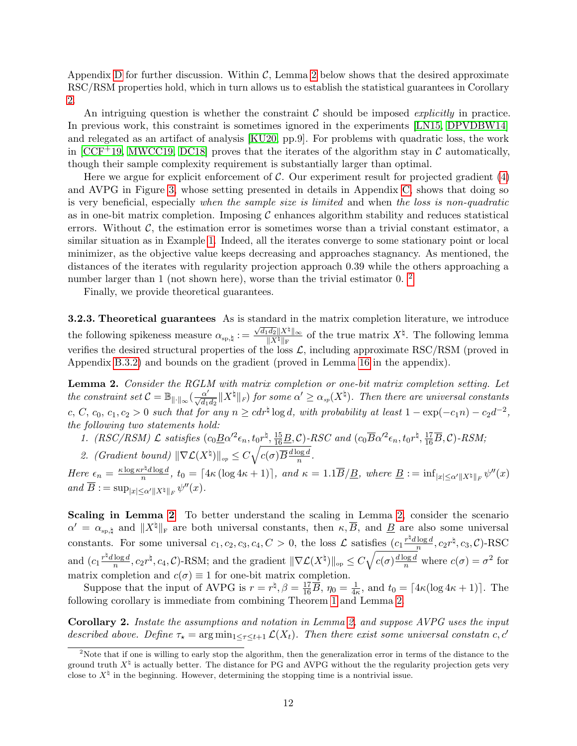Appendix D for further discussion. Within $\mathcal{C}$, Lemma 2 below shows that the desired approximate RSC/RSM properties hold, which in turn allows us to establish the statistical guarantees in Corollary 2.

An intriguing question is whether the constraint $\mathcal{C}$ should be imposed *explicitly* in practice. In previous work, this constraint is sometimes ignored in the experiments [LN15, DPVDBW14] and relegated as an artifact of analysis [KU20, pp.9]. For problems with quadratic loss, the work in [CCF+19, MWCC19, DC18] proves that the iterates of the algorithm stay in $\mathcal{C}$ automatically, though their sample complexity requirement is substantially larger than optimal.

Here we argue for explicit enforcement of $\mathcal{C}$. Our experiment result for projected gradient (4) and AVPG in Figure 3, whose setting presented in details in Appendix C, shows that doing so is very beneficial, especially *when the sample size is limited* and when *the loss is non-quadratic* as in one-bit matrix completion. Imposing $\mathcal{C}$ enhances algorithm stability and reduces statistical errors. Without $\mathcal{C}$, the estimation error is sometimes worse than a trivial constant estimator, a similar situation as in Example 1. Indeed, all the iterates converge to some stationary point or local minimizer, as the objective value keeps decreasing and approaches stagnancy. As mentioned, the distances of the iterates with regularity projection approach 0.39 while the others approaching a number larger than 1 (not shown here), worse than the trivial estimator 0. [2]

Finally, we provide theoretical guarantees.

**3.2.3. Theoretical guarantees** As is standard in the matrix completion literature, we introduce the following spikeness measure $\alpha_{\text{sp},\natural} := \frac{\sqrt{d_1 d_2}\|X^\natural\|_\infty}{\|X^\natural\|_{\text{F}}}$ of the true matrix $X^\natural$. The following lemma verifies the desired structural properties of the loss $\mathcal{L}$, including approximate RSC/RSM (proved in Appendix B.3.2) and bounds on the gradient (proved in Lemma 16 in the appendix).

**Lemma 2.** *Consider the RGLM with matrix completion or one-bit matrix completion setting. Let the constraint set $\mathcal{C} = \mathbb{B}_{\|\cdot\|_\infty}(\frac{\alpha'}{\sqrt{d_1 d_2}}\|X^\natural\|_F)$ for some $\alpha' \geq \alpha_{sp}(X^\natural)$. Then there are universal constants $c$, $C$, $c_0, c_1, c_2 > 0$ such that for any $n \geq c d r^\natural \log d$, with probability at least $1 - \exp(-c_1 n) - c_2 d^{-2}$, the following two statements hold:*

1. *(RSC/RSM) $\mathcal{L}$ satisfies $(c_0 \underline{B} \alpha'^2 \epsilon_n, t_0 r^\natural, \frac{15}{16}\underline{B}, \mathcal{C})$-RSC and $(c_0 \overline{B} \alpha'^2 \epsilon_n, t_0 r^\natural, \frac{17}{16}\overline{B}, \mathcal{C})$-RSM;*
2. *(Gradient bound) $\|\nabla \mathcal{L}(X^\natural)\|_{op} \leq C\sqrt{c(\sigma)\overline{B}\frac{d \log d}{n}}$.*

*Here $\epsilon_n = \frac{\kappa \log \kappa r^\natural d \log d}{n}$, $t_0 = \lceil 4\kappa(\log 4\kappa + 1)\rceil$, and $\kappa = 1.1\overline{B}/\underline{B}$, where $\underline{B} := \inf_{|x| \leq \alpha'\|X^\natural\|_F} \psi''(x)$ and $\overline{B} := \sup_{|x| \leq \alpha'\|X^\natural\|_F} \psi''(x)$.*

**Scaling in Lemma 2** To better understand the scaling in Lemma 2, consider the scenario $\alpha' = \alpha_{\text{sp},\natural}$ and $\|X^\natural\|_{\text{F}}$ are both universal constants, then $\kappa, \overline{B}$, and $\underline{B}$ are also some universal constants. For some universal $c_1, c_2, c_3, c_4, C > 0$, the loss $\mathcal{L}$ satisfies $(c_1 \frac{r^\natural d \log d}{n}, c_2 r^\natural, c_3, \mathcal{C})$-RSC and $(c_1 \frac{r^\natural d \log d}{n}, c_2 r^\natural, c_4, \mathcal{C})$-RSM; and the gradient $\|\nabla \mathcal{L}(X^\natural)\|_{\text{op}} \leq C\sqrt{c(\sigma)\frac{d \log d}{n}}$ where $c(\sigma) = \sigma^2$ for matrix completion and $c(\sigma) \equiv 1$ for one-bit matrix completion.

Suppose that the input of AVPG is $r = r^\natural, \beta = \frac{17}{16}\overline{B}$, $\eta_0 = \frac{1}{4\kappa}$, and $t_0 = \lceil 4\kappa(\log 4\kappa + 1)\rceil$. The following corollary is immediate from combining Theorem 1 and Lemma 2.

**Corollary 2.** *Instate the assumptions and notation in Lemma 2, and suppose AVPG uses the input described above. Define $\tau_\star = \arg\min_{1 \leq \tau \leq t+1} \mathcal{L}(X_t)$. Then there exist some universal constatn $c, c'$*

[2] Note that if one is willing to early stop the algorithm, then the generalization error in terms of the distance to the ground truth $X^\natural$ is actually better. The distance for PG and AVPG without the the regularity projection gets very close to $X^\natural$ in the beginning. However, determining the stopping time is a nontrivial issue.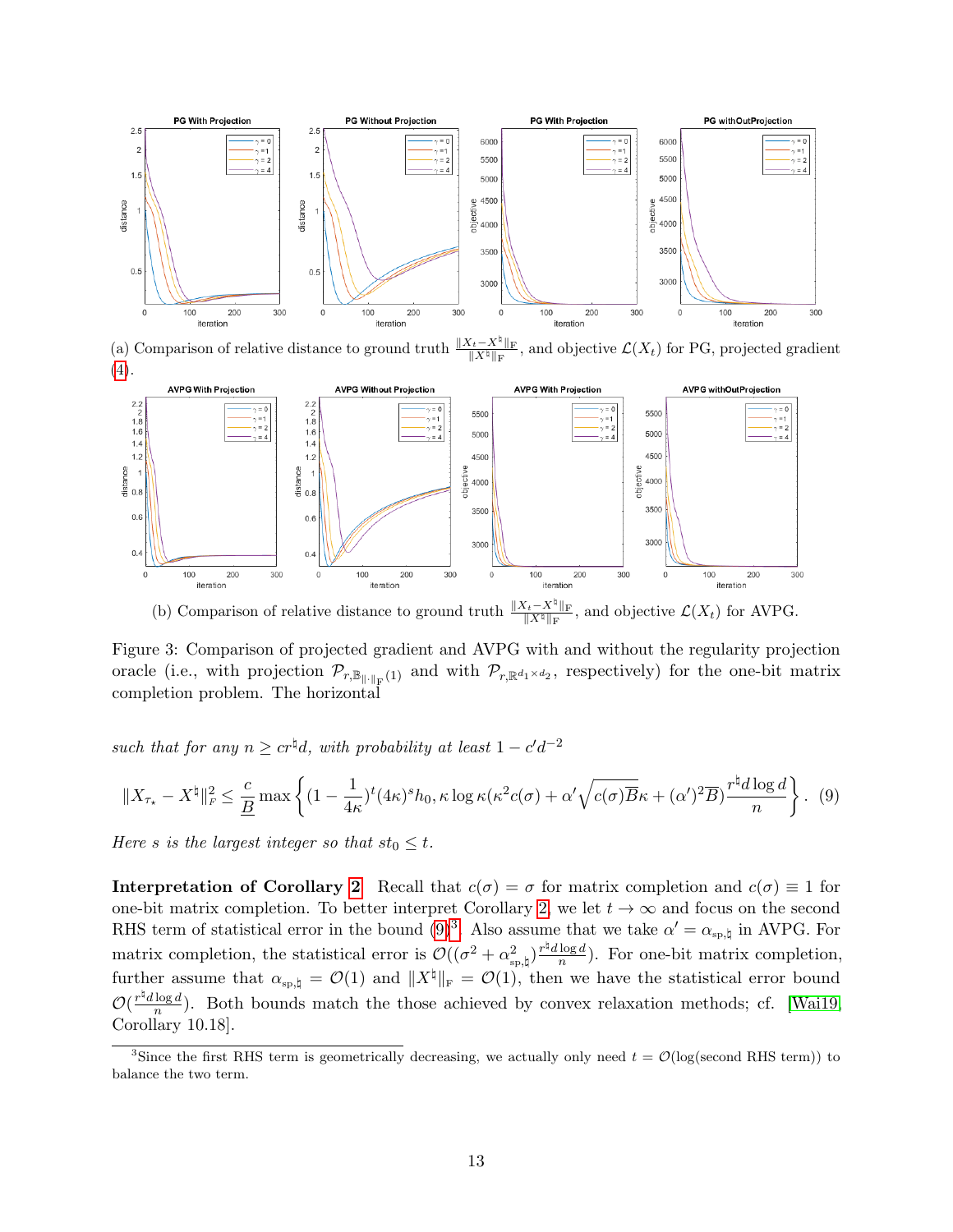(a) Comparison of relative distance to ground truth $\frac{\|X_t - X^\natural\|_F}{\|X^\natural\|_F}$, and objective $\mathcal{L}(X_t)$ for PG, projected gradient (4).

(b) Comparison of relative distance to ground truth $\frac{\|X_t - X^\natural\|_F}{\|X^\natural\|_F}$, and objective $\mathcal{L}(X_t)$ for AVPG.

Figure 3: Comparison of projected gradient and AVPG with and without the regularity projection oracle (i.e., with projection $\mathcal{P}_{r,\mathbb{B}_{\|\cdot\|_F}(1)}$ and with $\mathcal{P}_{r,\mathbb{R}^{d_1 \times d_2}}$, respectively) for the one-bit matrix completion problem. The horizontal

*such that for any $n \geq c r^\natural d$, with probability at least $1 - c' d^{-2}$*

$$\|X_{\tau_\star} - X^\natural\|_F^2 \leq \frac{c}{\underline{B}} \max\left\{(1 - \frac{1}{4\kappa})^t (4\kappa)^s h_0, \kappa \log \kappa (\kappa^2 c(\sigma) + \alpha' \sqrt{c(\sigma)\overline{B}}\kappa + (\alpha')^2 \overline{B}) \frac{r^\natural d \log d}{n}\right\}. \quad (9)$$

*Here $s$ is the largest integer so that $st_0 \leq t$.*

**Interpretation of Corollary 2** Recall that $c(\sigma) = \sigma$ for matrix completion and $c(\sigma) \equiv 1$ for one-bit matrix completion. To better interpret Corollary 2, we let $t \to \infty$ and focus on the second RHS term of statistical error in the bound (9)[3]. Also assume that we take $\alpha' = \alpha_{\mathrm{sp},\natural}$ in AVPG. For matrix completion, the statistical error is $\mathcal{O}((\sigma^2 + \alpha_{\mathrm{sp},\natural}^2)\frac{r^\natural d \log d}{n})$. For one-bit matrix completion, further assume that $\alpha_{\mathrm{sp},\natural} = \mathcal{O}(1)$ and $\|X^\natural\|_F = \mathcal{O}(1)$, then we have the statistical error bound $\mathcal{O}(\frac{r^\natural d \log d}{n})$. Both bounds match the those achieved by convex relaxation methods; cf. [Wai19, Corollary 10.18].

[3] Since the first RHS term is geometrically decreasing, we actually only need $t = \mathcal{O}(\log(\text{second RHS term}))$ to balance the two term.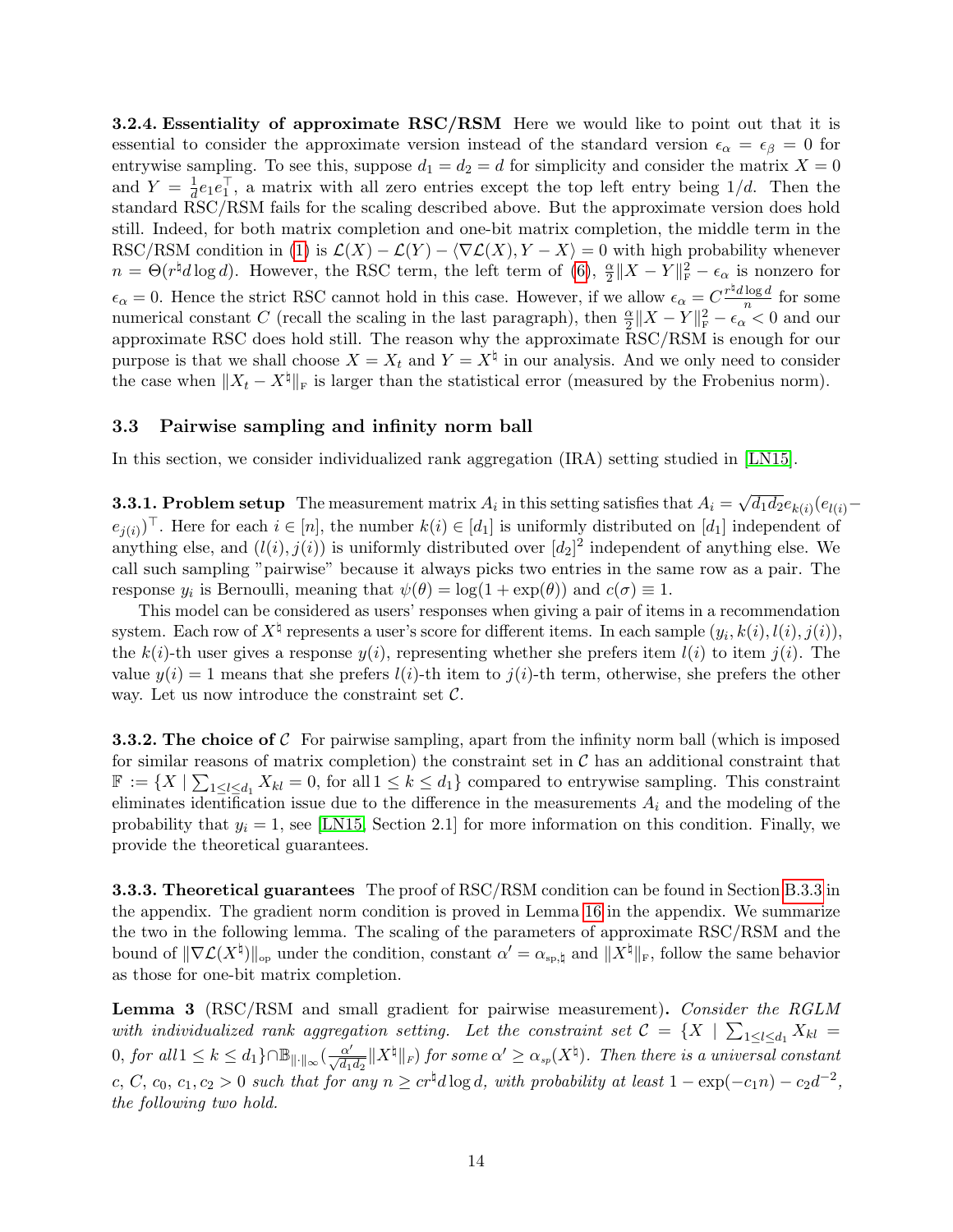**3.2.4. Essentiality of approximate RSC/RSM** Here we would like to point out that it is essential to consider the approximate version instead of the standard version $\epsilon_\alpha = \epsilon_\beta = 0$ for entrywise sampling. To see this, suppose $d_1 = d_2 = d$ for simplicity and consider the matrix $X = 0$ and $Y = \frac{1}{d}e_1 e_1^\top$, a matrix with all zero entries except the top left entry being $1/d$. Then the standard RSC/RSM fails for the scaling described above. But the approximate version does hold still. Indeed, for both matrix completion and one-bit matrix completion, the middle term in the RSC/RSM condition in (1) is $\mathcal{L}(X) - \mathcal{L}(Y) - \langle \nabla \mathcal{L}(X), Y - X\rangle = 0$ with high probability whenever $n = \Theta(r^\natural d \log d)$. However, the RSC term, the left term of (6), $\frac{\alpha}{2}\|X - Y\|_{\mathrm{F}}^2 - \epsilon_\alpha$ is nonzero for $\epsilon_\alpha = 0$. Hence the strict RSC cannot hold in this case. However, if we allow $\epsilon_\alpha = C\frac{r^\natural d \log d}{n}$ for some numerical constant $C$ (recall the scaling in the last paragraph), then $\frac{\alpha}{2}\|X - Y\|_{\mathrm{F}}^2 - \epsilon_\alpha < 0$ and our approximate RSC does hold still. The reason why the approximate RSC/RSM is enough for our purpose is that we shall choose $X = X_t$ and $Y = X^\natural$ in our analysis. And we only need to consider the case when $\|X_t - X^\natural\|_{\mathrm{F}}$ is larger than the statistical error (measured by the Frobenius norm).

## 3.3 Pairwise sampling and infinity norm ball

In this section, we consider individualized rank aggregation (IRA) setting studied in [LN15].

**3.3.1. Problem setup** The measurement matrix $A_i$ in this setting satisfies that $A_i = \sqrt{d_1 d_2}\, e_{k(i)}(e_{l(i)} - e_{j(i)})^\top$. Here for each $i \in [n]$, the number $k(i) \in [d_1]$ is uniformly distributed on $[d_1]$ independent of anything else, and $(l(i), j(i))$ is uniformly distributed over $[d_2]^2$ independent of anything else. We call such sampling "pairwise" because it always picks two entries in the same row as a pair. The response $y_i$ is Bernoulli, meaning that $\psi(\theta) = \log(1 + \exp(\theta))$ and $c(\sigma) \equiv 1$.

This model can be considered as users' responses when giving a pair of items in a recommendation system. Each row of $X^\natural$ represents a user's score for different items. In each sample $(y_i, k(i), l(i), j(i))$, the $k(i)$-th user gives a response $y(i)$, representing whether she prefers item $l(i)$ to item $j(i)$. The value $y(i) = 1$ means that she prefers $l(i)$-th item to $j(i)$-th term, otherwise, she prefers the other way. Let us now introduce the constraint set $\mathcal{C}$.

**3.3.2. The choice of $\mathcal{C}$** For pairwise sampling, apart from the infinity norm ball (which is imposed for similar reasons of matrix completion) the constraint set in $\mathcal{C}$ has an additional constraint that $\mathbb{F} := \{X \mid \sum_{1\leq l \leq d_1} X_{kl} = 0, \text{ for all } 1 \leq k \leq d_1\}$ compared to entrywise sampling. This constraint eliminates identification issue due to the difference in the measurements $A_i$ and the modeling of the probability that $y_i = 1$, see [LN15, Section 2.1] for more information on this condition. Finally, we provide the theoretical guarantees.

**3.3.3. Theoretical guarantees** The proof of RSC/RSM condition can be found in Section B.3.3 in the appendix. The gradient norm condition is proved in Lemma 16 in the appendix. We summarize the two in the following lemma. The scaling of the parameters of approximate RSC/RSM and the bound of $\|\nabla \mathcal{L}(X^\natural)\|_{\mathrm{op}}$ under the condition, constant $\alpha' = \alpha_{\mathrm{sp},\natural}$ and $\|X^\natural\|_{\mathrm{F}}$, follow the same behavior as those for one-bit matrix completion.

**Lemma 3** (RSC/RSM and small gradient for pairwise measurement)**.** *Consider the RGLM with individualized rank aggregation setting. Let the constraint set $\mathcal{C} = \{X \mid \sum_{1\leq l\leq d_1} X_{kl} = 0, \text{ for all } 1 \leq k \leq d_1\} \cap \mathbb{B}_{\|\cdot\|_\infty}(\frac{\alpha'}{\sqrt{d_1 d_2}}\|X^\natural\|_F)$ for some $\alpha' \geq \alpha_{sp}(X^\natural)$. Then there is a universal constant $c$, $C$, $c_0$, $c_1, c_2 > 0$ such that for any $n \geq c r^\natural d \log d$, with probability at least $1 - \exp(-c_1 n) - c_2 d^{-2}$, the following two hold.*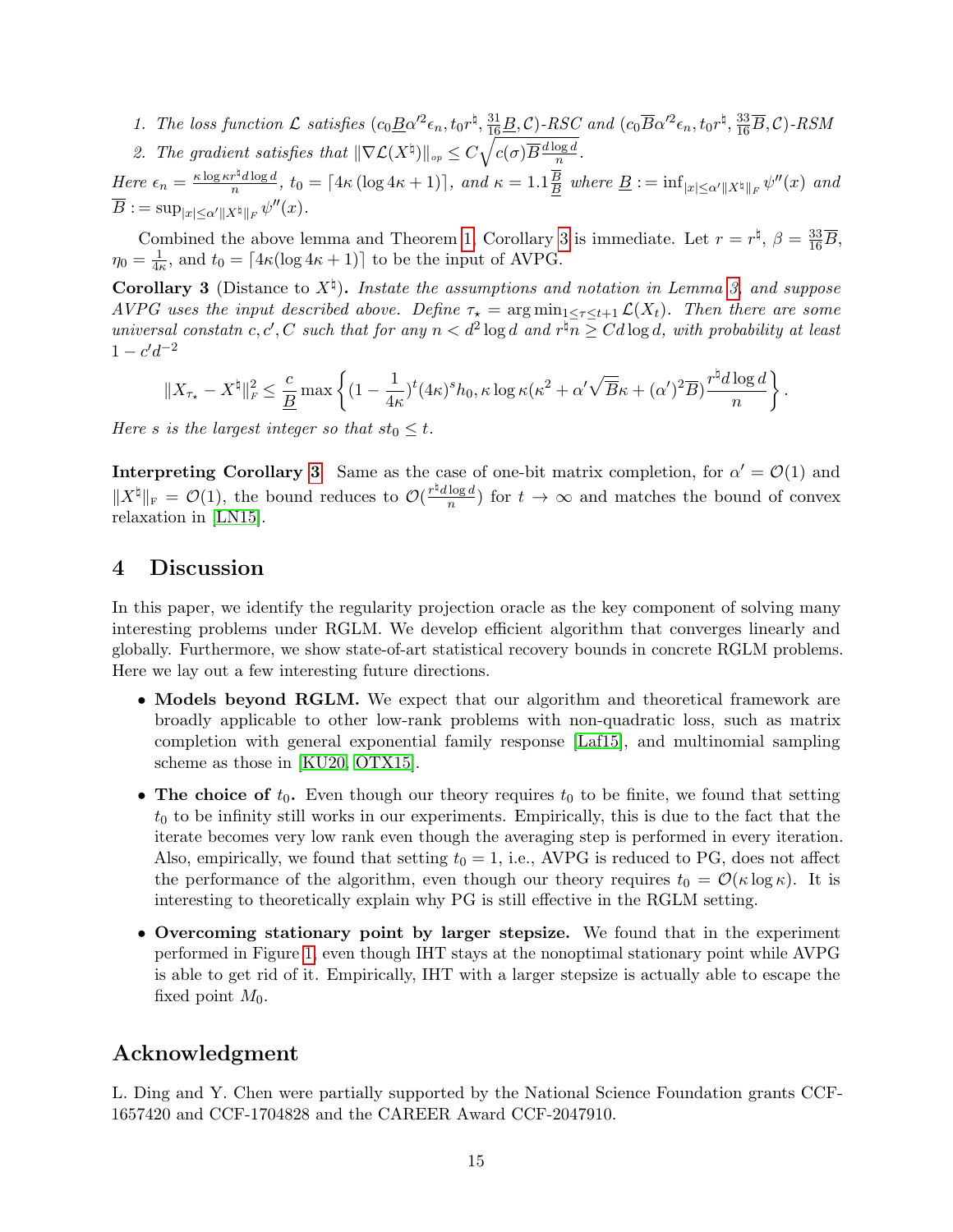1. *The loss function $\mathcal{L}$ satisfies $(c_0\underline{B}\alpha'^2\epsilon_n, t_0 r^\natural, \frac{31}{16}\underline{B}, \mathcal{C})$-RSC and $(c_0\overline{B}\alpha'^2\epsilon_n, t_0 r^\natural, \frac{33}{16}\overline{B}, \mathcal{C})$-RSM*
2. *The gradient satisfies that $\|\nabla\mathcal{L}(X^\natural)\|_{op} \le C\sqrt{c(\sigma)\overline{B}\frac{d\log d}{n}}$.*

*Here $\epsilon_n = \frac{\kappa\log\kappa r^\natural d\log d}{n}$, $t_0 = \lceil 4\kappa(\log 4\kappa + 1)\rceil$, and $\kappa = 1.1\frac{\overline{B}}{\underline{B}}$ where $\underline{B} := \inf_{|x|\le\alpha'\|X^\natural\|_F}\psi''(x)$ and $\overline{B} := \sup_{|x|\le\alpha'\|X^\natural\|_F}\psi''(x)$.*

Combined the above lemma and Theorem 1, Corollary 3 is immediate. Let $r = r^\natural$, $\beta = \frac{33}{16}\overline{B}$, $\eta_0 = \frac{1}{4\kappa}$, and $t_0 = \lceil 4\kappa(\log 4\kappa + 1)\rceil$ to be the input of AVPG.

**Corollary 3** (Distance to $X^\natural$)**.** *Instate the assumptions and notation in Lemma 3, and suppose AVPG uses the input described above. Define $\tau_\star = \arg\min_{1\le\tau\le t+1}\mathcal{L}(X_t)$. Then there are some universal constatn $c, c', C$ such that for any $n < d^2\log d$ and $r^\natural n \ge Cd\log d$, with probability at least $1 - c'd^{-2}$*

$$\|X_{\tau_\star} - X^\natural\|_F^2 \le \frac{c}{\underline{B}}\max\left\{(1 - \frac{1}{4\kappa})^t(4\kappa)^s h_0, \kappa\log\kappa(\kappa^2 + \alpha'\sqrt{\overline{B}}\kappa + (\alpha')^2\overline{B})\frac{r^\natural d\log d}{n}\right\}.$$

*Here $s$ is the largest integer so that $st_0 \le t$.*

**Interpreting Corollary 3** Same as the case of one-bit matrix completion, for $\alpha' = \mathcal{O}(1)$ and $\|X^\natural\|_F = \mathcal{O}(1)$, the bound reduces to $\mathcal{O}(\frac{r^\natural d\log d}{n})$ for $t \to \infty$ and matches the bound of convex relaxation in [LN15].

# 4 Discussion

In this paper, we identify the regularity projection oracle as the key component of solving many interesting problems under RGLM. We develop efficient algorithm that converges linearly and globally. Furthermore, we show state-of-art statistical recovery bounds in concrete RGLM problems. Here we lay out a few interesting future directions.

- **Models beyond RGLM.** We expect that our algorithm and theoretical framework are broadly applicable to other low-rank problems with non-quadratic loss, such as matrix completion with general exponential family response [Laf15], and multinomial sampling scheme as those in [KU20, OTX15].
- **The choice of $t_0$.** Even though our theory requires $t_0$ to be finite, we found that setting $t_0$ to be infinity still works in our experiments. Empirically, this is due to the fact that the iterate becomes very low rank even though the averaging step is performed in every iteration. Also, empirically, we found that setting $t_0 = 1$, i.e., AVPG is reduced to PG, does not affect the performance of the algorithm, even though our theory requires $t_0 = \mathcal{O}(\kappa\log\kappa)$. It is interesting to theoretically explain why PG is still effective in the RGLM setting.
- **Overcoming stationary point by larger stepsize.** We found that in the experiment performed in Figure 1, even though IHT stays at the nonoptimal stationary point while AVPG is able to get rid of it. Empirically, IHT with a larger stepsize is actually able to escape the fixed point $M_0$.

## Acknowledgment

L. Ding and Y. Chen were partially supported by the National Science Foundation grants CCF-1657420 and CCF-1704828 and the CAREER Award CCF-2047910.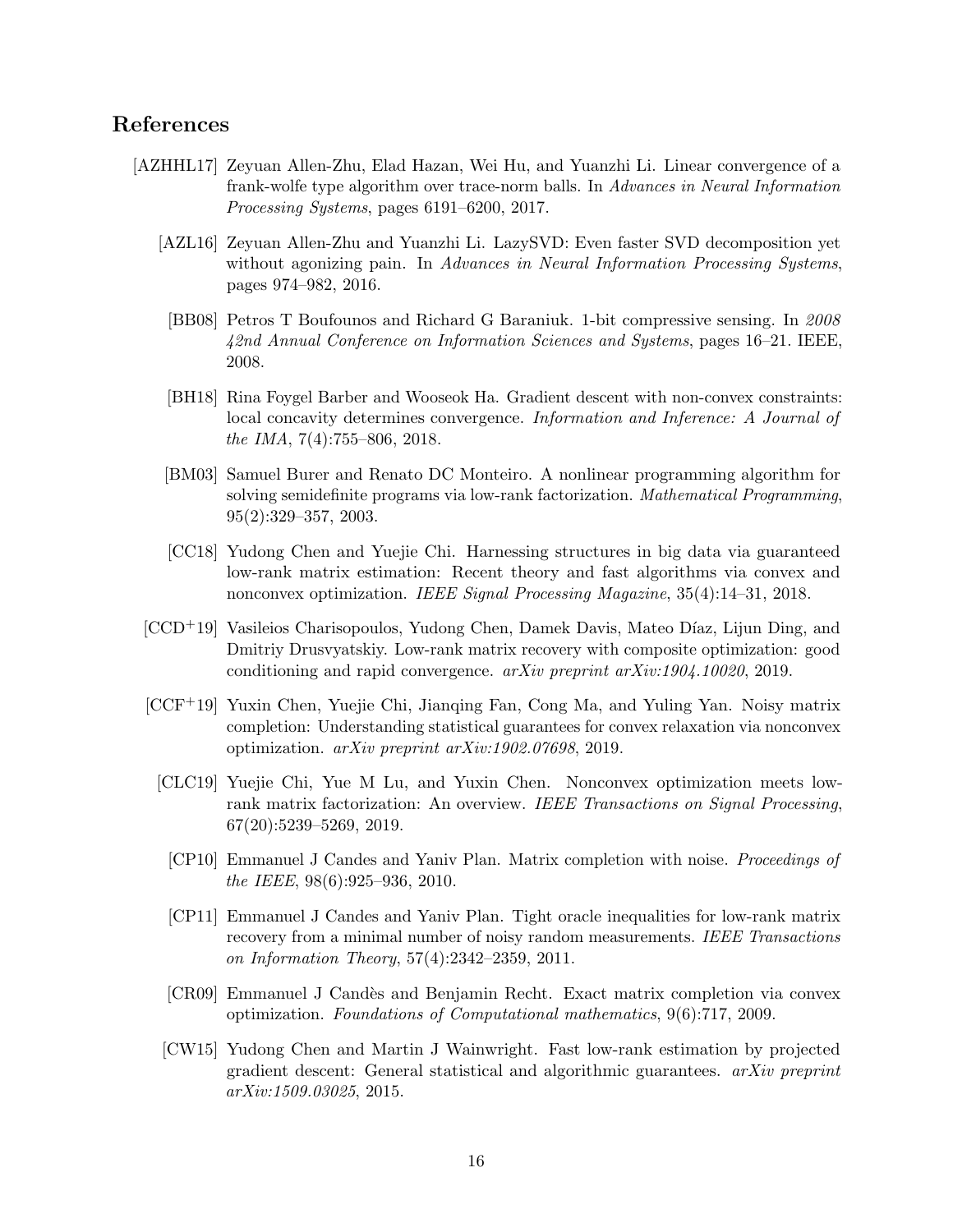## References

[AZHHL17] Zeyuan Allen-Zhu, Elad Hazan, Wei Hu, and Yuanzhi Li. Linear convergence of a frank-wolfe type algorithm over trace-norm balls. In *Advances in Neural Information Processing Systems*, pages 6191–6200, 2017.

[AZL16] Zeyuan Allen-Zhu and Yuanzhi Li. LazySVD: Even faster SVD decomposition yet without agonizing pain. In *Advances in Neural Information Processing Systems*, pages 974–982, 2016.

[BB08] Petros T Boufounos and Richard G Baraniuk. 1-bit compressive sensing. In *2008 42nd Annual Conference on Information Sciences and Systems*, pages 16–21. IEEE, 2008.

[BH18] Rina Foygel Barber and Wooseok Ha. Gradient descent with non-convex constraints: local concavity determines convergence. *Information and Inference: A Journal of the IMA*, 7(4):755–806, 2018.

[BM03] Samuel Burer and Renato DC Monteiro. A nonlinear programming algorithm for solving semidefinite programs via low-rank factorization. *Mathematical Programming*, 95(2):329–357, 2003.

[CC18] Yudong Chen and Yuejie Chi. Harnessing structures in big data via guaranteed low-rank matrix estimation: Recent theory and fast algorithms via convex and nonconvex optimization. *IEEE Signal Processing Magazine*, 35(4):14–31, 2018.

[CCD+19] Vasileios Charisopoulos, Yudong Chen, Damek Davis, Mateo Díaz, Lijun Ding, and Dmitriy Drusvyatskiy. Low-rank matrix recovery with composite optimization: good conditioning and rapid convergence. *arXiv preprint arXiv:1904.10020*, 2019.

[CCF+19] Yuxin Chen, Yuejie Chi, Jianqing Fan, Cong Ma, and Yuling Yan. Noisy matrix completion: Understanding statistical guarantees for convex relaxation via nonconvex optimization. *arXiv preprint arXiv:1902.07698*, 2019.

[CLC19] Yuejie Chi, Yue M Lu, and Yuxin Chen. Nonconvex optimization meets low-rank matrix factorization: An overview. *IEEE Transactions on Signal Processing*, 67(20):5239–5269, 2019.

[CP10] Emmanuel J Candes and Yaniv Plan. Matrix completion with noise. *Proceedings of the IEEE*, 98(6):925–936, 2010.

[CP11] Emmanuel J Candes and Yaniv Plan. Tight oracle inequalities for low-rank matrix recovery from a minimal number of noisy random measurements. *IEEE Transactions on Information Theory*, 57(4):2342–2359, 2011.

[CR09] Emmanuel J Candès and Benjamin Recht. Exact matrix completion via convex optimization. *Foundations of Computational mathematics*, 9(6):717, 2009.

[CW15] Yudong Chen and Martin J Wainwright. Fast low-rank estimation by projected gradient descent: General statistical and algorithmic guarantees. *arXiv preprint arXiv:1509.03025*, 2015.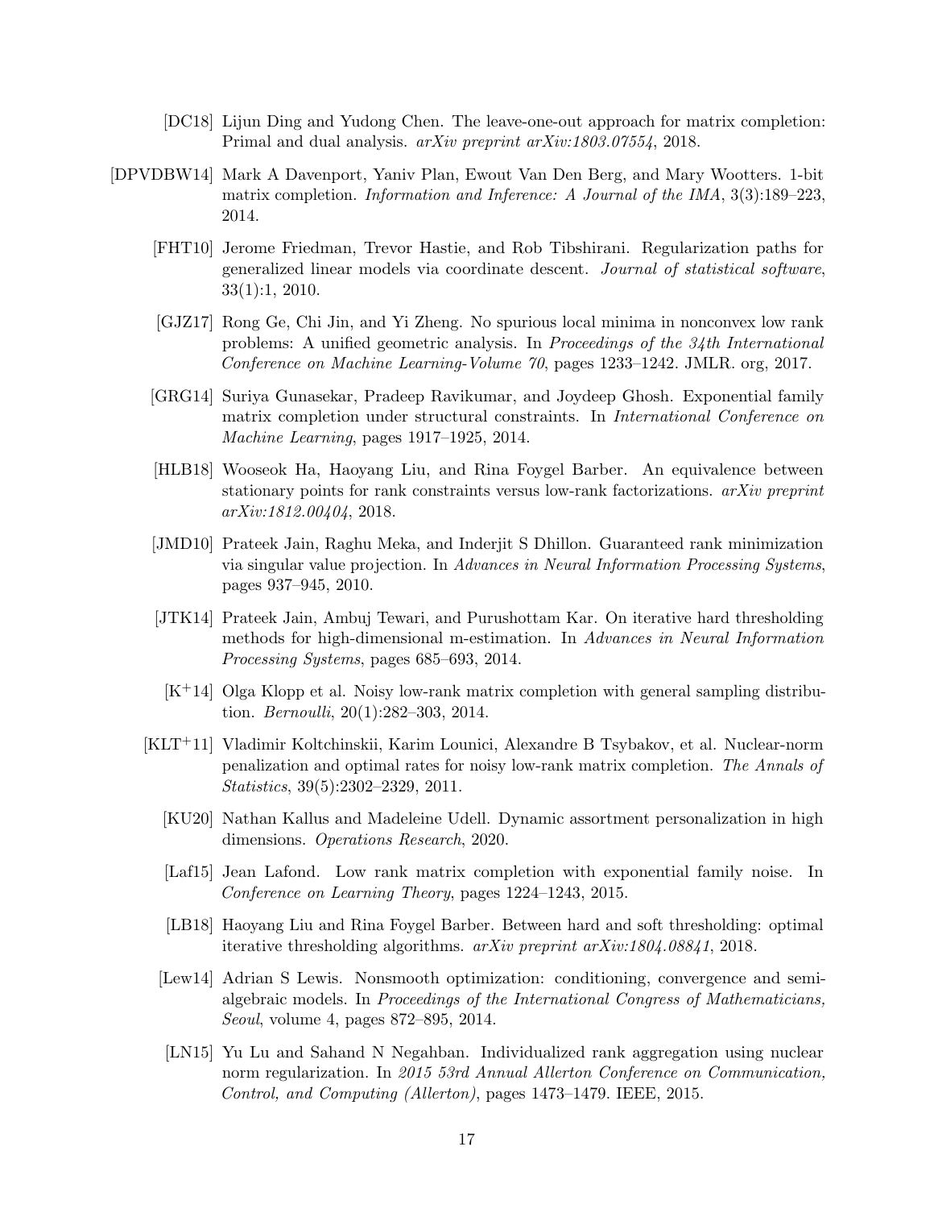[DC18] Lijun Ding and Yudong Chen. The leave-one-out approach for matrix completion: Primal and dual analysis. *arXiv preprint arXiv:1803.07554*, 2018.

[DPVDBW14] Mark A Davenport, Yaniv Plan, Ewout Van Den Berg, and Mary Wootters. 1-bit matrix completion. *Information and Inference: A Journal of the IMA*, 3(3):189–223, 2014.

[FHT10] Jerome Friedman, Trevor Hastie, and Rob Tibshirani. Regularization paths for generalized linear models via coordinate descent. *Journal of statistical software*, 33(1):1, 2010.

[GJZ17] Rong Ge, Chi Jin, and Yi Zheng. No spurious local minima in nonconvex low rank problems: A unified geometric analysis. In *Proceedings of the 34th International Conference on Machine Learning-Volume 70*, pages 1233–1242. JMLR. org, 2017.

[GRG14] Suriya Gunasekar, Pradeep Ravikumar, and Joydeep Ghosh. Exponential family matrix completion under structural constraints. In *International Conference on Machine Learning*, pages 1917–1925, 2014.

[HLB18] Wooseok Ha, Haoyang Liu, and Rina Foygel Barber. An equivalence between stationary points for rank constraints versus low-rank factorizations. *arXiv preprint arXiv:1812.00404*, 2018.

[JMD10] Prateek Jain, Raghu Meka, and Inderjit S Dhillon. Guaranteed rank minimization via singular value projection. In *Advances in Neural Information Processing Systems*, pages 937–945, 2010.

[JTK14] Prateek Jain, Ambuj Tewari, and Purushottam Kar. On iterative hard thresholding methods for high-dimensional m-estimation. In *Advances in Neural Information Processing Systems*, pages 685–693, 2014.

[K+14] Olga Klopp et al. Noisy low-rank matrix completion with general sampling distribution. *Bernoulli*, 20(1):282–303, 2014.

[KLT+11] Vladimir Koltchinskii, Karim Lounici, Alexandre B Tsybakov, et al. Nuclear-norm penalization and optimal rates for noisy low-rank matrix completion. *The Annals of Statistics*, 39(5):2302–2329, 2011.

[KU20] Nathan Kallus and Madeleine Udell. Dynamic assortment personalization in high dimensions. *Operations Research*, 2020.

[Laf15] Jean Lafond. Low rank matrix completion with exponential family noise. In *Conference on Learning Theory*, pages 1224–1243, 2015.

[LB18] Haoyang Liu and Rina Foygel Barber. Between hard and soft thresholding: optimal iterative thresholding algorithms. *arXiv preprint arXiv:1804.08841*, 2018.

[Lew14] Adrian S Lewis. Nonsmooth optimization: conditioning, convergence and semi-algebraic models. In *Proceedings of the International Congress of Mathematicians, Seoul*, volume 4, pages 872–895, 2014.

[LN15] Yu Lu and Sahand N Negahban. Individualized rank aggregation using nuclear norm regularization. In *2015 53rd Annual Allerton Conference on Communication, Control, and Computing (Allerton)*, pages 1473–1479. IEEE, 2015.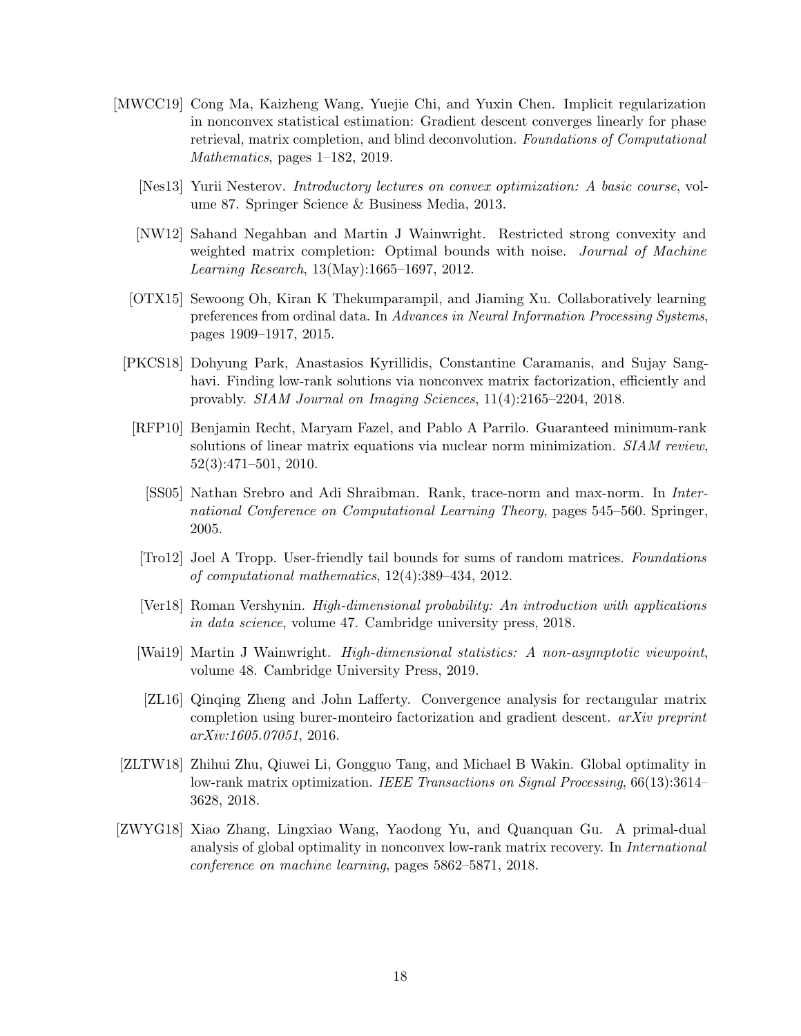[MWCC19] Cong Ma, Kaizheng Wang, Yuejie Chi, and Yuxin Chen. Implicit regularization in nonconvex statistical estimation: Gradient descent converges linearly for phase retrieval, matrix completion, and blind deconvolution. *Foundations of Computational Mathematics*, pages 1–182, 2019.

[Nes13] Yurii Nesterov. *Introductory lectures on convex optimization: A basic course*, volume 87. Springer Science & Business Media, 2013.

[NW12] Sahand Negahban and Martin J Wainwright. Restricted strong convexity and weighted matrix completion: Optimal bounds with noise. *Journal of Machine Learning Research*, 13(May):1665–1697, 2012.

[OTX15] Sewoong Oh, Kiran K Thekumparampil, and Jiaming Xu. Collaboratively learning preferences from ordinal data. In *Advances in Neural Information Processing Systems*, pages 1909–1917, 2015.

[PKCS18] Dohyung Park, Anastasios Kyrillidis, Constantine Caramanis, and Sujay Sanghavi. Finding low-rank solutions via nonconvex matrix factorization, efficiently and provably. *SIAM Journal on Imaging Sciences*, 11(4):2165–2204, 2018.

[RFP10] Benjamin Recht, Maryam Fazel, and Pablo A Parrilo. Guaranteed minimum-rank solutions of linear matrix equations via nuclear norm minimization. *SIAM review*, 52(3):471–501, 2010.

[SS05] Nathan Srebro and Adi Shraibman. Rank, trace-norm and max-norm. In *International Conference on Computational Learning Theory*, pages 545–560. Springer, 2005.

[Tro12] Joel A Tropp. User-friendly tail bounds for sums of random matrices. *Foundations of computational mathematics*, 12(4):389–434, 2012.

[Ver18] Roman Vershynin. *High-dimensional probability: An introduction with applications in data science*, volume 47. Cambridge university press, 2018.

[Wai19] Martin J Wainwright. *High-dimensional statistics: A non-asymptotic viewpoint*, volume 48. Cambridge University Press, 2019.

[ZL16] Qinqing Zheng and John Lafferty. Convergence analysis for rectangular matrix completion using burer-monteiro factorization and gradient descent. *arXiv preprint arXiv:1605.07051*, 2016.

[ZLTW18] Zhihui Zhu, Qiuwei Li, Gongguo Tang, and Michael B Wakin. Global optimality in low-rank matrix optimization. *IEEE Transactions on Signal Processing*, 66(13):3614–3628, 2018.

[ZWYG18] Xiao Zhang, Lingxiao Wang, Yaodong Yu, and Quanquan Gu. A primal-dual analysis of global optimality in nonconvex low-rank matrix recovery. In *International conference on machine learning*, pages 5862–5871, 2018.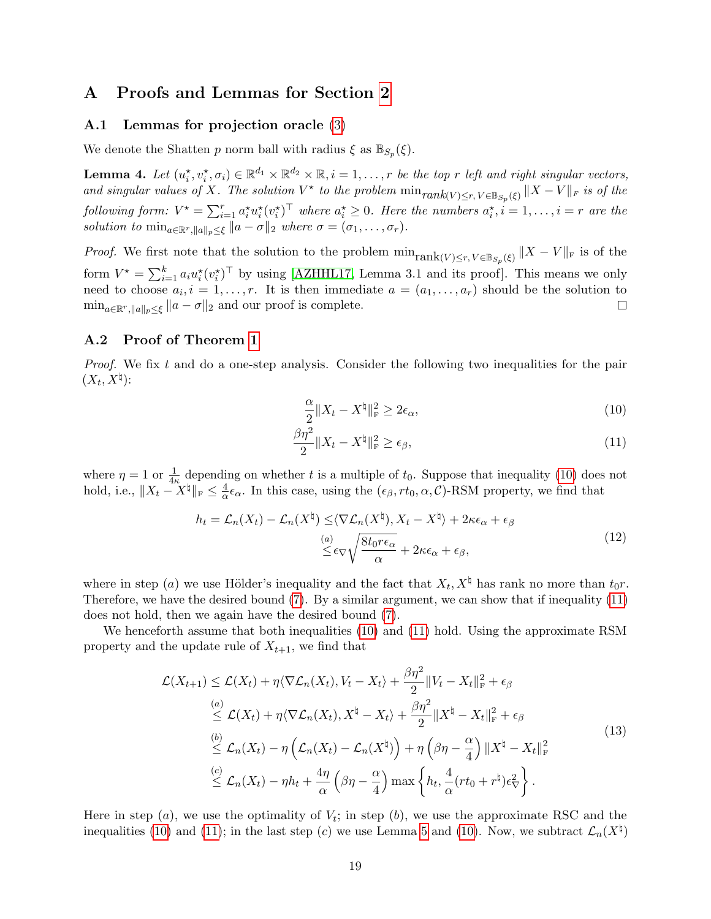# A Proofs and Lemmas for Section 2

## A.1 Lemmas for projection oracle (3)

We denote the Shatten $p$ norm ball with radius $\xi$ as $\mathbb{B}_{S_p}(\xi)$.

**Lemma 4.** *Let $(u_i^\star, v_i^\star, \sigma_i) \in \mathbb{R}^{d_1} \times \mathbb{R}^{d_2} \times \mathbb{R}, i = 1, \ldots, r$ be the top $r$ left and right singular vectors, and singular values of $X$. The solution $V^\star$ to the problem $\min_{rank(V) \leq r, V \in \mathbb{B}_{S_p}(\xi)} \|X - V\|_F$ is of the following form: $V^\star = \sum_{i=1}^r a_i^\star u_i^\star (v_i^\star)^\top$ where $a_i^\star \geq 0$. Here the numbers $a_i^\star, i = 1, \ldots, i = r$ are the solution to $\min_{a \in \mathbb{R}^r, \|a\|_p \leq \xi} \|a - \sigma\|_2$ where $\sigma = (\sigma_1, \ldots, \sigma_r)$.*

*Proof.* We first note that the solution to the problem $\min_{\text{rank}(V) \leq r, V \in \mathbb{B}_{S_p}(\xi)} \|X - V\|_F$ is of the form $V^\star = \sum_{i=1}^k a_i u_i^\star (v_i^\star)^\top$ by using [AZHHL17, Lemma 3.1 and its proof]. This means we only need to choose $a_i, i = 1, \ldots, r$. It is then immediate $a = (a_1, \ldots, a_r)$ should be the solution to $\min_{a \in \mathbb{R}^r, \|a\|_p \leq \xi} \|a - \sigma\|_2$ and our proof is complete. $\square$

## A.2 Proof of Theorem 1

*Proof.* We fix $t$ and do a one-step analysis. Consider the following two inequalities for the pair $(X_t, X^\natural)$:

$$\frac{\alpha}{2}\|X_t - X^\natural\|_F^2 \geq 2\epsilon_\alpha, \tag{10}$$

$$\frac{\beta\eta^2}{2}\|X_t - X^\natural\|_F^2 \geq \epsilon_\beta, \tag{11}$$

where $\eta = 1$ or $\frac{1}{4\kappa}$ depending on whether $t$ is a multiple of $t_0$. Suppose that inequality (10) does not hold, i.e., $\|X_t - X^\natural\|_F \leq \frac{4}{\alpha}\epsilon_\alpha$. In this case, using the $(\epsilon_\beta, rt_0, \alpha, \mathcal{C})$-RSM property, we find that

$$\begin{aligned} h_t = \mathcal{L}_n(X_t) - \mathcal{L}_n(X^\natural) &\leq \langle \nabla \mathcal{L}_n(X^\natural), X_t - X^\natural \rangle + 2\kappa\epsilon_\alpha + \epsilon_\beta \\ &\overset{(a)}{\leq} \epsilon_\nabla \sqrt{\frac{8t_0 r \epsilon_\alpha}{\alpha}} + 2\kappa\epsilon_\alpha + \epsilon_\beta, \end{aligned} \tag{12}$$

where in step $(a)$ we use Hölder's inequality and the fact that $X_t, X^\natural$ has rank no more than $t_0 r$. Therefore, we have the desired bound (7). By a similar argument, we can show that if inequality (11) does not hold, then we again have the desired bound (7).

We henceforth assume that both inequalities (10) and (11) hold. Using the approximate RSM property and the update rule of $X_{t+1}$, we find that

$$\begin{aligned} \mathcal{L}(X_{t+1}) &\leq \mathcal{L}(X_t) + \eta\langle \nabla \mathcal{L}_n(X_t), V_t - X_t \rangle + \frac{\beta\eta^2}{2}\|V_t - X_t\|_F^2 + \epsilon_\beta \\ &\overset{(a)}{\leq} \mathcal{L}(X_t) + \eta\langle \nabla \mathcal{L}_n(X_t), X^\natural - X_t \rangle + \frac{\beta\eta^2}{2}\|X^\natural - X_t\|_F^2 + \epsilon_\beta \\ &\overset{(b)}{\leq} \mathcal{L}_n(X_t) - \eta\left(\mathcal{L}_n(X_t) - \mathcal{L}_n(X^\natural)\right) + \eta\left(\beta\eta - \frac{\alpha}{4}\right)\|X^\natural - X_t\|_F^2 \\ &\overset{(c)}{\leq} \mathcal{L}_n(X_t) - \eta h_t + \frac{4\eta}{\alpha}\left(\beta\eta - \frac{\alpha}{4}\right)\max\left\{h_t, \frac{4}{\alpha}(rt_0 + r^\natural)\epsilon_\nabla^2\right\}. \end{aligned} \tag{13}$$

Here in step $(a)$, we use the optimality of $V_t$; in step $(b)$, we use the approximate RSC and the inequalities (10) and (11); in the last step $(c)$ we use Lemma 5 and (10). Now, we subtract $\mathcal{L}_n(X^\natural)$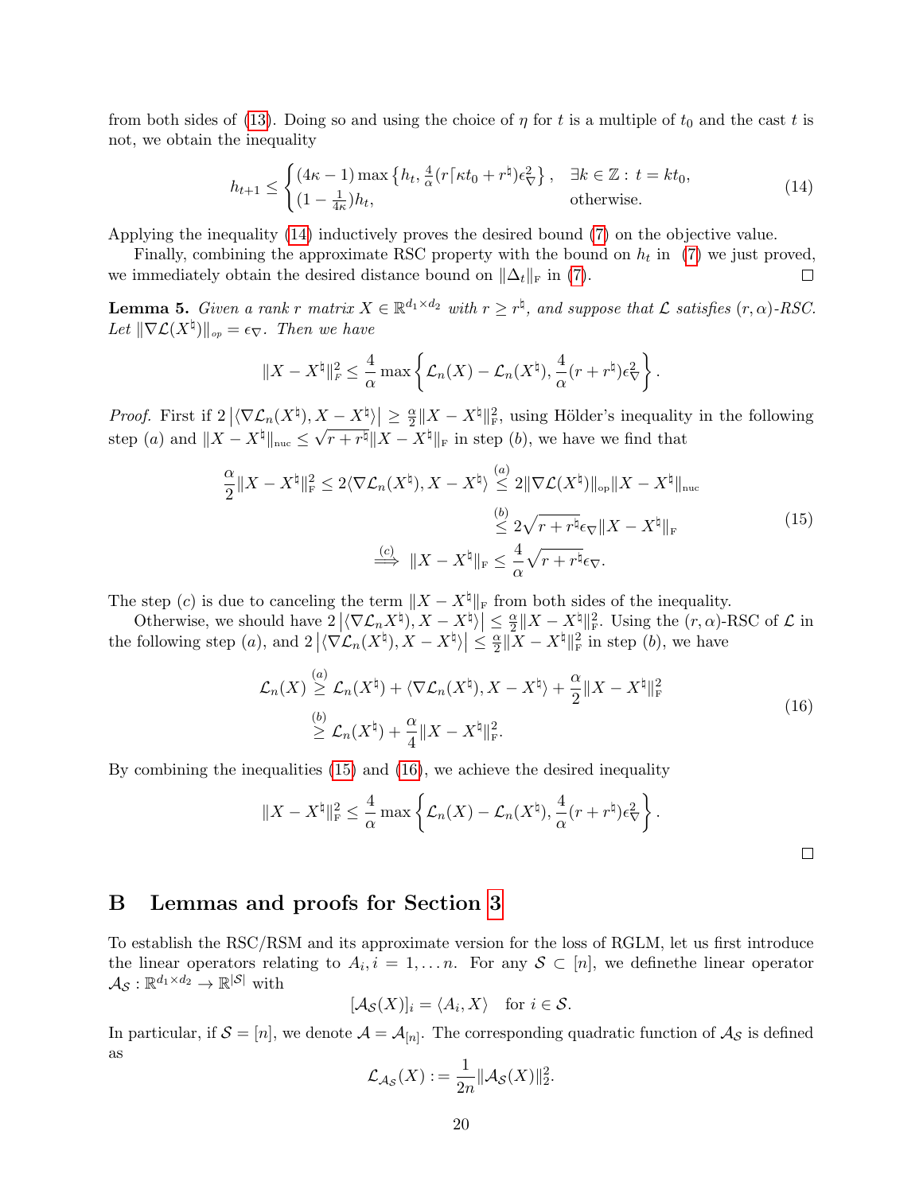from both sides of (13). Doing so and using the choice of $\eta$ for $t$ is a multiple of $t_0$ and the cast $t$ is not, we obtain the inequality

$$h_{t+1} \le \begin{cases} (4\kappa - 1)\max\left\{h_t, \frac{4}{\alpha}(r\lceil \kappa t_0 + r^\natural)\epsilon_\nabla^2\right\}, & \exists k \in \mathbb{Z} : t = kt_0, \\ (1 - \frac{1}{4\kappa})h_t, & \text{otherwise}. \end{cases} \tag{14}$$

Applying the inequality (14) inductively proves the desired bound (7) on the objective value.

Finally, combining the approximate RSC property with the bound on $h_t$ in (7) we just proved, we immediately obtain the desired distance bound on $\|\Delta_t\|_{\mathrm{F}}$ in (7). ◻

**Lemma 5.** *Given a rank $r$ matrix $X \in \mathbb{R}^{d_1 \times d_2}$ with $r \ge r^\natural$, and suppose that $\mathcal{L}$ satisfies $(r, \alpha)$-RSC. Let $\|\nabla \mathcal{L}(X^\natural)\|_{op} = \epsilon_\nabla$. Then we have*

$$\|X - X^\natural\|_F^2 \le \frac{4}{\alpha}\max\left\{\mathcal{L}_n(X) - \mathcal{L}_n(X^\natural), \frac{4}{\alpha}(r + r^\natural)\epsilon_\nabla^2\right\}.$$

*Proof.* First if $2\left|\langle \nabla \mathcal{L}_n(X^\natural), X - X^\natural\rangle\right| \ge \frac{\alpha}{2}\|X - X^\natural\|_{\mathrm{F}}^2$, using Hölder's inequality in the following step $(a)$ and $\|X - X^\natural\|_{\mathrm{nuc}} \le \sqrt{r + r^\natural}\|X - X^\natural\|_{\mathrm{F}}$ in step $(b)$, we have we find that

$$\begin{aligned} \frac{\alpha}{2}\|X - X^\natural\|_{\mathrm{F}}^2 \le 2\langle \nabla \mathcal{L}_n(X^\natural), X - X^\natural\rangle &\overset{(a)}{\le} 2\|\nabla \mathcal{L}(X^\natural)\|_{\mathrm{op}}\|X - X^\natural\|_{\mathrm{nuc}} \\ &\overset{(b)}{\le} 2\sqrt{r + r^\natural}\epsilon_\nabla\|X - X^\natural\|_{\mathrm{F}} \\ \overset{(c)}{\Longrightarrow}\ \|X - X^\natural\|_{\mathrm{F}} &\le \frac{4}{\alpha}\sqrt{r + r^\natural}\epsilon_\nabla. \end{aligned} \tag{15}$$

The step $(c)$ is due to canceling the term $\|X - X^\natural\|_{\mathrm{F}}$ from both sides of the inequality.

Otherwise, we should have $2\left|\langle \nabla \mathcal{L}_n X^\natural), X - X^\natural\rangle\right| \le \frac{\alpha}{2}\|X - X^\natural\|_{\mathrm{F}}^2$. Using the $(r, \alpha)$-RSC of $\mathcal{L}$ in the following step $(a)$, and $2\left|\langle \nabla \mathcal{L}_n(X^\natural), X - X^\natural\rangle\right| \le \frac{\alpha}{2}\|X - X^\natural\|_{\mathrm{F}}^2$ in step $(b)$, we have

$$\begin{aligned} \mathcal{L}_n(X) &\overset{(a)}{\ge} \mathcal{L}_n(X^\natural) + \langle \nabla \mathcal{L}_n(X^\natural), X - X^\natural\rangle + \frac{\alpha}{2}\|X - X^\natural\|_{\mathrm{F}}^2 \\ &\overset{(b)}{\ge} \mathcal{L}_n(X^\natural) + \frac{\alpha}{4}\|X - X^\natural\|_{\mathrm{F}}^2. \end{aligned} \tag{16}$$

By combining the inequalities (15) and (16), we achieve the desired inequality

$$\|X - X^\natural\|_{\mathrm{F}}^2 \le \frac{4}{\alpha}\max\left\{\mathcal{L}_n(X) - \mathcal{L}_n(X^\natural), \frac{4}{\alpha}(r + r^\natural)\epsilon_\nabla^2\right\}.$$

◻

## B Lemmas and proofs for Section 3

To establish the RSC/RSM and its approximate version for the loss of RGLM, let us first introduce the linear operators relating to $A_i, i = 1, \ldots n$. For any $\mathcal{S} \subset [n]$, we definethe linear operator $\mathcal{A}_\mathcal{S} : \mathbb{R}^{d_1 \times d_2} \to \mathbb{R}^{|\mathcal{S}|}$ with

$$[\mathcal{A}_\mathcal{S}(X)]_i = \langle A_i, X\rangle \quad \text{for } i \in \mathcal{S}.$$

In particular, if $\mathcal{S} = [n]$, we denote $\mathcal{A} = \mathcal{A}_{[n]}$. The corresponding quadratic function of $\mathcal{A}_\mathcal{S}$ is defined as

$$\mathcal{L}_{\mathcal{A}_\mathcal{S}}(X) := \frac{1}{2n}\|\mathcal{A}_\mathcal{S}(X)\|_2^2.$$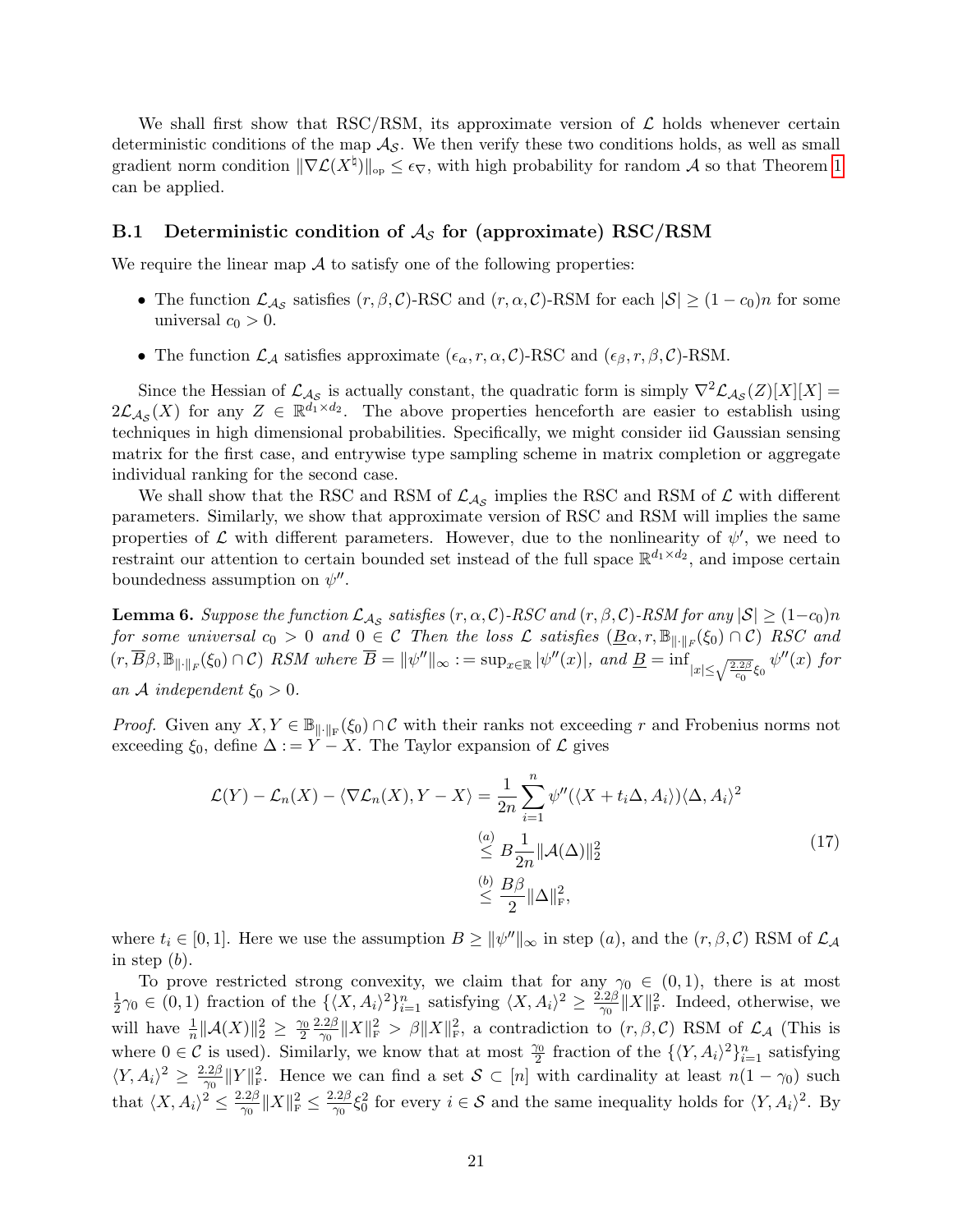We shall first show that RSC/RSM, its approximate version of $\mathcal{L}$ holds whenever certain deterministic conditions of the map $\mathcal{A}_{\mathcal{S}}$. We then verify these two conditions holds, as well as small gradient norm condition $\|\nabla \mathcal{L}(X^\natural)\|_{\text{op}} \leq \epsilon_\nabla$, with high probability for random $\mathcal{A}$ so that Theorem 1 can be applied.

### B.1 Deterministic condition of $\mathcal{A}_{\mathcal{S}}$ for (approximate) RSC/RSM

We require the linear map $\mathcal{A}$ to satisfy one of the following properties:

- The function $\mathcal{L}_{\mathcal{A}_{\mathcal{S}}}$ satisfies $(r, \beta, \mathcal{C})$-RSC and $(r, \alpha, \mathcal{C})$-RSM for each $|\mathcal{S}| \geq (1 - c_0)n$ for some universal $c_0 > 0$.
- The function $\mathcal{L}_{\mathcal{A}}$ satisfies approximate $(\epsilon_\alpha, r, \alpha, \mathcal{C})$-RSC and $(\epsilon_\beta, r, \beta, \mathcal{C})$-RSM.

Since the Hessian of $\mathcal{L}_{\mathcal{A}_{\mathcal{S}}}$ is actually constant, the quadratic form is simply $\nabla^2 \mathcal{L}_{\mathcal{A}_{\mathcal{S}}}(Z)[X][X] = 2\mathcal{L}_{\mathcal{A}_{\mathcal{S}}}(X)$ for any $Z \in \mathbb{R}^{d_1 \times d_2}$. The above properties henceforth are easier to establish using techniques in high dimensional probabilities. Specifically, we might consider iid Gaussian sensing matrix for the first case, and entrywise type sampling scheme in matrix completion or aggregate individual ranking for the second case.

We shall show that the RSC and RSM of $\mathcal{L}_{\mathcal{A}_{\mathcal{S}}}$ implies the RSC and RSM of $\mathcal{L}$ with different parameters. Similarly, we show that approximate version of RSC and RSM will implies the same properties of $\mathcal{L}$ with different parameters. However, due to the nonlinearity of $\psi'$, we need to restraint our attention to certain bounded set instead of the full space $\mathbb{R}^{d_1 \times d_2}$, and impose certain boundedness assumption on $\psi''$.

**Lemma 6.** *Suppose the function $\mathcal{L}_{\mathcal{A}_{\mathcal{S}}}$ satisfies $(r, \alpha, \mathcal{C})$-RSC and $(r, \beta, \mathcal{C})$-RSM for any $|\mathcal{S}| \geq (1 - c_0)n$ for some universal $c_0 > 0$ and $0 \in \mathcal{C}$ Then the loss $\mathcal{L}$ satisfies $(\underline{B}\alpha, r, \mathbb{B}_{\|\cdot\|_F}(\xi_0) \cap \mathcal{C})$ RSC and $(r, \overline{B}\beta, \mathbb{B}_{\|\cdot\|_F}(\xi_0) \cap \mathcal{C})$ RSM where $\overline{B} = \|\psi''\|_\infty := \sup_{x \in \mathbb{R}} |\psi''(x)|$, and $\underline{B} = \inf_{|x| \leq \sqrt{\frac{2.2\beta}{c_0}}\xi_0} \psi''(x)$ for an $\mathcal{A}$ independent $\xi_0 > 0$.*

*Proof.* Given any $X, Y \in \mathbb{B}_{\|\cdot\|_F}(\xi_0) \cap \mathcal{C}$ with their ranks not exceeding $r$ and Frobenius norms not exceeding $\xi_0$, define $\Delta := Y - X$. The Taylor expansion of $\mathcal{L}$ gives

$$
\begin{aligned}
\mathcal{L}(Y) - \mathcal{L}_n(X) - \langle \nabla \mathcal{L}_n(X), Y - X \rangle &= \frac{1}{2n} \sum_{i=1}^n \psi''(\langle X + t_i \Delta, A_i \rangle) \langle \Delta, A_i \rangle^2 \\
&\overset{(a)}{\leq} B \frac{1}{2n} \|\mathcal{A}(\Delta)\|_2^2 \\
&\overset{(b)}{\leq} \frac{B\beta}{2} \|\Delta\|_F^2,
\end{aligned} \tag{17}
$$

where $t_i \in [0, 1]$. Here we use the assumption $B \geq \|\psi''\|_\infty$ in step $(a)$, and the $(r, \beta, \mathcal{C})$ RSM of $\mathcal{L}_{\mathcal{A}}$ in step $(b)$.

To prove restricted strong convexity, we claim that for any $\gamma_0 \in (0, 1)$, there is at most $\frac{1}{2}\gamma_0 \in (0, 1)$ fraction of the $\{\langle X, A_i \rangle^2\}_{i=1}^n$ satisfying $\langle X, A_i \rangle^2 \geq \frac{2.2\beta}{\gamma_0} \|X\|_F^2$. Indeed, otherwise, we will have $\frac{1}{n}\|\mathcal{A}(X)\|_2^2 \geq \frac{\gamma_0}{2} \frac{2.2\beta}{\gamma_0} \|X\|_F^2 > \beta \|X\|_F^2$, a contradiction to $(r, \beta, \mathcal{C})$ RSM of $\mathcal{L}_{\mathcal{A}}$ (This is where $0 \in \mathcal{C}$ is used). Similarly, we know that at most $\frac{\gamma_0}{2}$ fraction of the $\{\langle Y, A_i \rangle^2\}_{i=1}^n$ satisfying $\langle Y, A_i \rangle^2 \geq \frac{2.2\beta}{\gamma_0} \|Y\|_F^2$. Hence we can find a set $\mathcal{S} \subset [n]$ with cardinality at least $n(1 - \gamma_0)$ such that $\langle X, A_i \rangle^2 \leq \frac{2.2\beta}{\gamma_0} \|X\|_F^2 \leq \frac{2.2\beta}{\gamma_0} \xi_0^2$ for every $i \in \mathcal{S}$ and the same inequality holds for $\langle Y, A_i \rangle^2$. By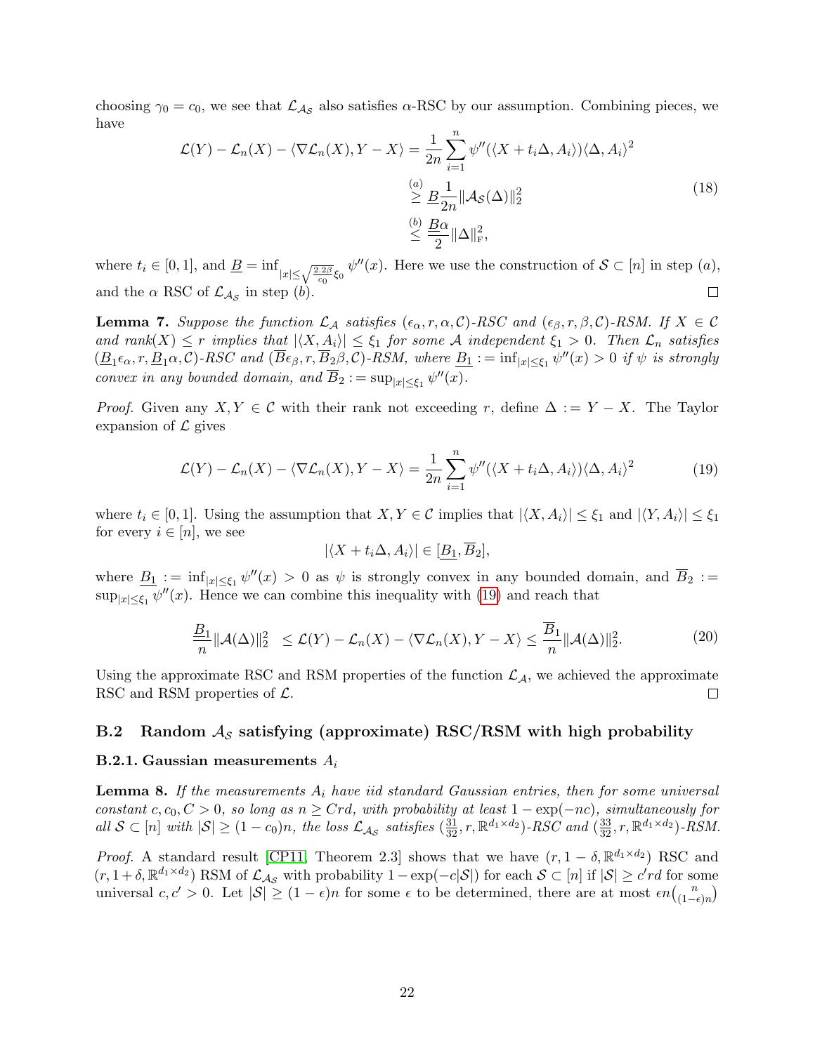choosing $\gamma_0 = c_0$, we see that $\mathcal{L}_{\mathcal{A}_{\mathcal{S}}}$ also satisfies $\alpha$-RSC by our assumption. Combining pieces, we have

$$
\begin{aligned}
\mathcal{L}(Y) - \mathcal{L}_n(X) - \langle \nabla \mathcal{L}_n(X), Y - X \rangle &= \frac{1}{2n} \sum_{i=1}^{n} \psi''(\langle X + t_i \Delta, A_i \rangle) \langle \Delta, A_i \rangle^2 \\
&\overset{(a)}{\geq} \underline{B} \frac{1}{2n} \|\mathcal{A}_{\mathcal{S}}(\Delta)\|_2^2 \\
&\overset{(b)}{\leq} \frac{\underline{B}\alpha}{2} \|\Delta\|_{\mathrm{F}}^2,
\end{aligned} \tag{18}
$$

where $t_i \in [0,1]$, and $\underline{B} = \inf_{|x| \leq \sqrt{\frac{2.2\beta}{c_0}}\xi_0} \psi''(x)$. Here we use the construction of $\mathcal{S} \subset [n]$ in step $(a)$, and the $\alpha$ RSC of $\mathcal{L}_{\mathcal{A}_{\mathcal{S}}}$ in step $(b)$. $\square$

**Lemma 7.** *Suppose the function $\mathcal{L}_{\mathcal{A}}$ satisfies $(\epsilon_\alpha, r, \alpha, \mathcal{C})$-RSC and $(\epsilon_\beta, r, \beta, \mathcal{C})$-RSM. If $X \in \mathcal{C}$ and rank$(X) \leq r$ implies that $|\langle X, A_i \rangle| \leq \xi_1$ for some $\mathcal{A}$ independent $\xi_1 > 0$. Then $\mathcal{L}_n$ satisfies $(\underline{B_1}\epsilon_\alpha, r, \underline{B_1}\alpha, \mathcal{C})$-RSC and $(\overline{B}\epsilon_\beta, r, \overline{B}_2\beta, \mathcal{C})$-RSM, where $\underline{B_1} := \inf_{|x|\leq \xi_1} \psi''(x) > 0$ if $\psi$ is strongly convex in any bounded domain, and $\overline{B}_2 := \sup_{|x|\leq \xi_1} \psi''(x)$.*

*Proof.* Given any $X, Y \in \mathcal{C}$ with their rank not exceeding $r$, define $\Delta := Y - X$. The Taylor expansion of $\mathcal{L}$ gives

$$
\mathcal{L}(Y) - \mathcal{L}_n(X) - \langle \nabla \mathcal{L}_n(X), Y - X \rangle = \frac{1}{2n} \sum_{i=1}^{n} \psi''(\langle X + t_i \Delta, A_i \rangle) \langle \Delta, A_i \rangle^2 \tag{19}
$$

where $t_i \in [0,1]$. Using the assumption that $X, Y \in \mathcal{C}$ implies that $|\langle X, A_i \rangle| \leq \xi_1$ and $|\langle Y, A_i \rangle| \leq \xi_1$ for every $i \in [n]$, we see

$$
|\langle X + t_i \Delta, A_i \rangle| \in [\underline{B_1}, \overline{B}_2],
$$

where $\underline{B_1} := \inf_{|x|\leq \xi_1} \psi''(x) > 0$ as $\psi$ is strongly convex in any bounded domain, and $\overline{B}_2 := \sup_{|x|\leq \xi_1} \psi''(x)$. Hence we can combine this inequality with (19) and reach that

$$
\frac{\underline{B_1}}{n} \|\mathcal{A}(\Delta)\|_2^2 \;\; \leq \mathcal{L}(Y) - \mathcal{L}_n(X) - \langle \nabla \mathcal{L}_n(X), Y - X \rangle \leq \frac{\overline{B}_1}{n} \|\mathcal{A}(\Delta)\|_2^2. \tag{20}
$$

Using the approximate RSC and RSM properties of the function $\mathcal{L}_{\mathcal{A}}$, we achieved the approximate RSC and RSM properties of $\mathcal{L}$. $\square$

## B.2 Random $\mathcal{A}_{\mathcal{S}}$ satisfying (approximate) RSC/RSM with high probability

### B.2.1. Gaussian measurements $A_i$

**Lemma 8.** *If the measurements $A_i$ have iid standard Gaussian entries, then for some universal constant $c, c_0, C > 0$, so long as $n \geq Crd$, with probability at least $1 - \exp(-nc)$, simultaneously for all $\mathcal{S} \subset [n]$ with $|\mathcal{S}| \geq (1 - c_0)n$, the loss $\mathcal{L}_{\mathcal{A}_{\mathcal{S}}}$ satisfies $(\frac{31}{32}, r, \mathbb{R}^{d_1 \times d_2})$-RSC and $(\frac{33}{32}, r, \mathbb{R}^{d_1 \times d_2})$-RSM.*

*Proof.* A standard result [CP11, Theorem 2.3] shows that we have $(r, 1 - \delta, \mathbb{R}^{d_1 \times d_2})$ RSC and $(r, 1 + \delta, \mathbb{R}^{d_1 \times d_2})$ RSM of $\mathcal{L}_{\mathcal{A}_{\mathcal{S}}}$ with probability $1 - \exp(-c|\mathcal{S}|)$ for each $\mathcal{S} \subset [n]$ if $|\mathcal{S}| \geq c'rd$ for some universal $c, c' > 0$. Let $|\mathcal{S}| \geq (1 - \epsilon)n$ for some $\epsilon$ to be determined, there are at most $\epsilon n \binom{n}{(1-\epsilon)n}$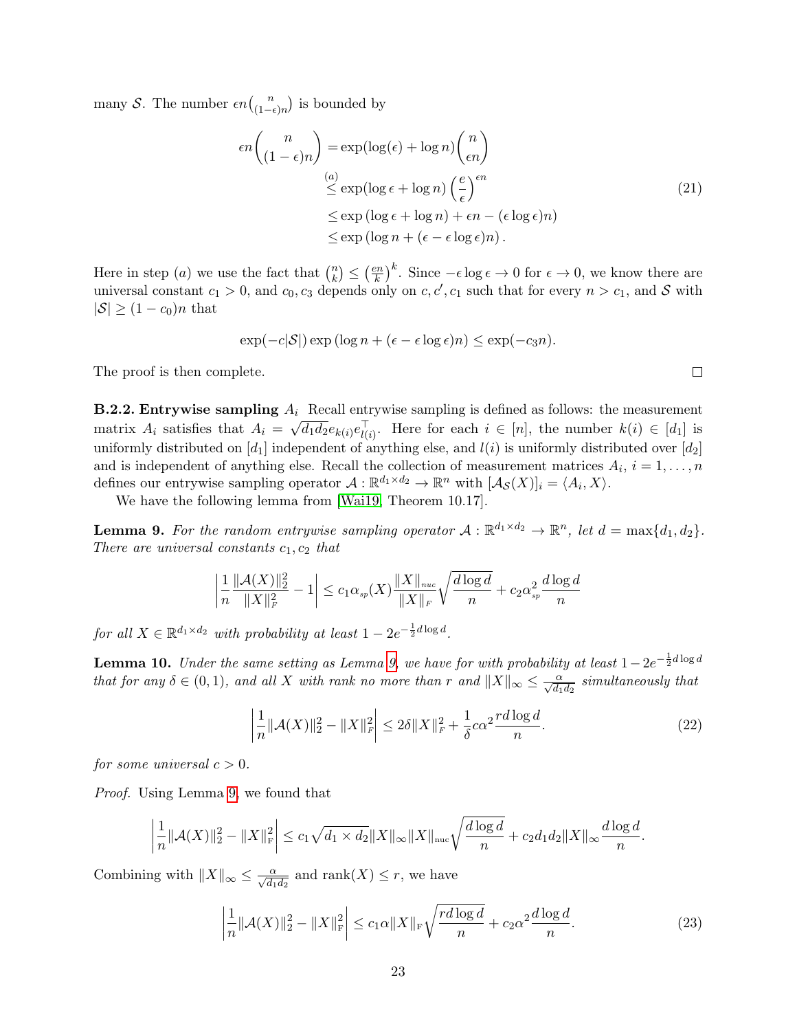many $\mathcal{S}$. The number $\epsilon n\binom{n}{(1-\epsilon)n}$ is bounded by

$$
\begin{aligned}
\epsilon n\binom{n}{(1-\epsilon)n} &= \exp(\log(\epsilon)+\log n)\binom{n}{\epsilon n} \\
&\overset{(a)}{\leq} \exp(\log\epsilon+\log n)\left(\frac{e}{\epsilon}\right)^{\epsilon n} \\
&\leq \exp\left(\log\epsilon+\log n\right)+\epsilon n-(\epsilon\log\epsilon)n) \\
&\leq \exp\left(\log n+(\epsilon-\epsilon\log\epsilon)n\right).
\end{aligned} \tag{21}
$$

Here in step $(a)$ we use the fact that $\binom{n}{k}\leq\left(\frac{en}{k}\right)^k$. Since $-\epsilon\log\epsilon\to 0$ for $\epsilon\to 0$, we know there are universal constant $c_1>0$, and $c_0, c_3$ depends only on $c, c', c_1$ such that for every $n>c_1$, and $\mathcal{S}$ with $|\mathcal{S}|\geq(1-c_0)n$ that

$$
\exp(-c|\mathcal{S}|)\exp\left(\log n+(\epsilon-\epsilon\log\epsilon)n\right)\leq\exp(-c_3 n).
$$

The proof is then complete. ∎

**B.2.2. Entrywise sampling $A_i$** Recall entrywise sampling is defined as follows: the measurement matrix $A_i$ satisfies that $A_i=\sqrt{d_1 d_2}e_{k(i)}e_{l(i)}^\top$. Here for each $i\in[n]$, the number $k(i)\in[d_1]$ is uniformly distributed on $[d_1]$ independent of anything else, and $l(i)$ is uniformly distributed over $[d_2]$ and is independent of anything else. Recall the collection of measurement matrices $A_i$, $i=1,\dots,n$ defines our entrywise sampling operator $\mathcal{A}:\mathbb{R}^{d_1\times d_2}\to\mathbb{R}^n$ with $[\mathcal{A}_{\mathcal{S}}(X)]_i=\langle A_i, X\rangle$.

We have the following lemma from [Wai19, Theorem 10.17].

**Lemma 9.** *For the random entrywise sampling operator $\mathcal{A}:\mathbb{R}^{d_1\times d_2}\to\mathbb{R}^n$, let $d=\max\{d_1,d_2\}$. There are universal constants $c_1, c_2$ that*

$$
\left|\frac{1}{n}\frac{\|\mathcal{A}(X)\|_2^2}{\|X\|_{\mathrm{F}}^2}-1\right|\leq c_1\alpha_{sp}(X)\frac{\|X\|_{nuc}}{\|X\|_{\mathrm{F}}}\sqrt{\frac{d\log d}{n}}+c_2\alpha_{sp}^2\frac{d\log d}{n}
$$

*for all $X\in\mathbb{R}^{d_1\times d_2}$ with probability at least $1-2e^{-\frac{1}{2}d\log d}$.*

**Lemma 10.** *Under the same setting as Lemma 9, we have for with probability at least $1-2e^{-\frac{1}{2}d\log d}$ that for any $\delta\in(0,1)$, and all $X$ with rank no more than $r$ and $\|X\|_\infty\leq\frac{\alpha}{\sqrt{d_1 d_2}}$ simultaneously that*

$$
\left|\frac{1}{n}\|\mathcal{A}(X)\|_2^2-\|X\|_{\mathrm{F}}^2\right|\leq 2\delta\|X\|_{\mathrm{F}}^2+\frac{1}{\delta}c\alpha^2\frac{rd\log d}{n}. \tag{22}
$$

*for some universal $c>0$.*

*Proof.* Using Lemma 9, we found that

$$
\left|\frac{1}{n}\|\mathcal{A}(X)\|_2^2-\|X\|_{\mathrm{F}}^2\right|\leq c_1\sqrt{d_1\times d_2}\|X\|_\infty\|X\|_{\mathrm{nuc}}\sqrt{\frac{d\log d}{n}}+c_2 d_1 d_2\|X\|_\infty\frac{d\log d}{n}.
$$

Combining with $\|X\|_\infty\leq\frac{\alpha}{\sqrt{d_1 d_2}}$ and $\mathrm{rank}(X)\leq r$, we have

$$
\left|\frac{1}{n}\|\mathcal{A}(X)\|_2^2-\|X\|_{\mathrm{F}}^2\right|\leq c_1\alpha\|X\|_{\mathrm{F}}\sqrt{\frac{rd\log d}{n}}+c_2\alpha^2\frac{d\log d}{n}. \tag{23}
$$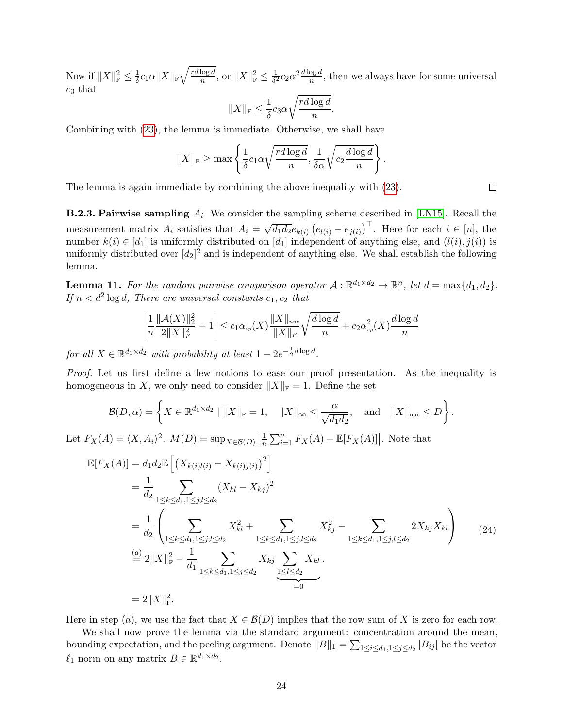Now if $\|X\|_{\mathrm{F}}^2 \le \frac{1}{\delta} c_1 \alpha \|X\|_{\mathrm{F}} \sqrt{\frac{rd \log d}{n}}$, or $\|X\|_{\mathrm{F}}^2 \le \frac{1}{\delta^2} c_2 \alpha^2 \frac{d \log d}{n}$, then we always have for some universal $c_3$ that

$$\|X\|_{\mathrm{F}} \le \frac{1}{\delta} c_3 \alpha \sqrt{\frac{rd \log d}{n}}.$$

Combining with (23), the lemma is immediate. Otherwise, we shall have

$$\|X\|_{\mathrm{F}} \ge \max\left\{ \frac{1}{\delta} c_1 \alpha \sqrt{\frac{rd \log d}{n}}, \frac{1}{\delta \alpha} \sqrt{c_2 \frac{d \log d}{n}} \right\}.$$

The lemma is again immediate by combining the above inequality with (23). ☐

**B.2.3. Pairwise sampling $A_i$** We consider the sampling scheme described in [LN15]. Recall the measurement matrix $A_i$ satisfies that $A_i = \sqrt{d_1 d_2} e_{k(i)} \left( e_{l(i)} - e_{j(i)} \right)^\top$. Here for each $i \in [n]$, the number $k(i) \in [d_1]$ is uniformly distributed on $[d_1]$ independent of anything else, and $(l(i), j(i))$ is uniformly distributed over $[d_2]^2$ and is independent of anything else. We shall establish the following lemma.

**Lemma 11.** *For the random pairwise comparison operator $\mathcal{A} : \mathbb{R}^{d_1 \times d_2} \to \mathbb{R}^n$, let $d = \max\{d_1, d_2\}$. If $n < d^2 \log d$, There are universal constants $c_1, c_2$ that*

$$\left| \frac{1}{n} \frac{\|\mathcal{A}(X)\|_2^2}{2\|X\|_F^2} - 1 \right| \le c_1 \alpha_{sp}(X) \frac{\|X\|_{nuc}}{\|X\|_F} \sqrt{\frac{d \log d}{n}} + c_2 \alpha_{sp}^2(X) \frac{d \log d}{n}$$

*for all $X \in \mathbb{R}^{d_1 \times d_2}$ with probability at least $1 - 2e^{-\frac{1}{2} d \log d}$.*

*Proof.* Let us first define a few notions to ease our proof presentation. As the inequality is homogeneous in $X$, we only need to consider $\|X\|_{\mathrm{F}} = 1$. Define the set

$$\mathcal{B}(D, \alpha) = \left\{ X \in \mathbb{R}^{d_1 \times d_2} \mid \|X\|_{\mathrm{F}} = 1, \quad \|X\|_\infty \le \frac{\alpha}{\sqrt{d_1 d_2}}, \quad \text{and} \quad \|X\|_{\mathrm{nuc}} \le D \right\}.$$

Let $F_X(A) = \langle X, A_i \rangle^2$. $M(D) = \sup_{X \in \mathcal{B}(D)} \left| \frac{1}{n} \sum_{i=1}^n F_X(A) - \mathbb{E}[F_X(A)] \right|$. Note that

$$\begin{aligned}
\mathbb{E}[F_X(A)] &= d_1 d_2 \mathbb{E}\left[ \left( X_{k(i)l(i)} - X_{k(i)j(i)} \right)^2 \right] \\
&= \frac{1}{d_2} \sum_{1 \le k \le d_1, 1 \le j, l \le d_2} (X_{kl} - X_{kj})^2 \\
&= \frac{1}{d_2} \left( \sum_{1 \le k \le d_1, 1 \le j, l \le d_2} X_{kl}^2 + \sum_{1 \le k \le d_1, 1 \le j, l \le d_2} X_{kj}^2 - \sum_{1 \le k \le d_1, 1 \le j, l \le d_2} 2 X_{kj} X_{kl} \right) \\
&\overset{(a)}{=} 2\|X\|_{\mathrm{F}}^2 - \frac{1}{d_1} \sum_{1 \le k \le d_1, 1 \le j \le d_2} X_{kj} \underbrace{\sum_{1 \le l \le d_2} X_{kl}}_{=0}. \\
&= 2\|X\|_{\mathrm{F}}^2.
\end{aligned} \tag{24}$$

Here in step (a), we use the fact that $X \in \mathcal{B}(D)$ implies that the row sum of $X$ is zero for each row.

We shall now prove the lemma via the standard argument: concentration around the mean, bounding expectation, and the peeling argument. Denote $\|B\|_1 = \sum_{1 \le i \le d_1, 1 \le j \le d_2} |B_{ij}|$ be the vector $\ell_1$ norm on any matrix $B \in \mathbb{R}^{d_1 \times d_2}$.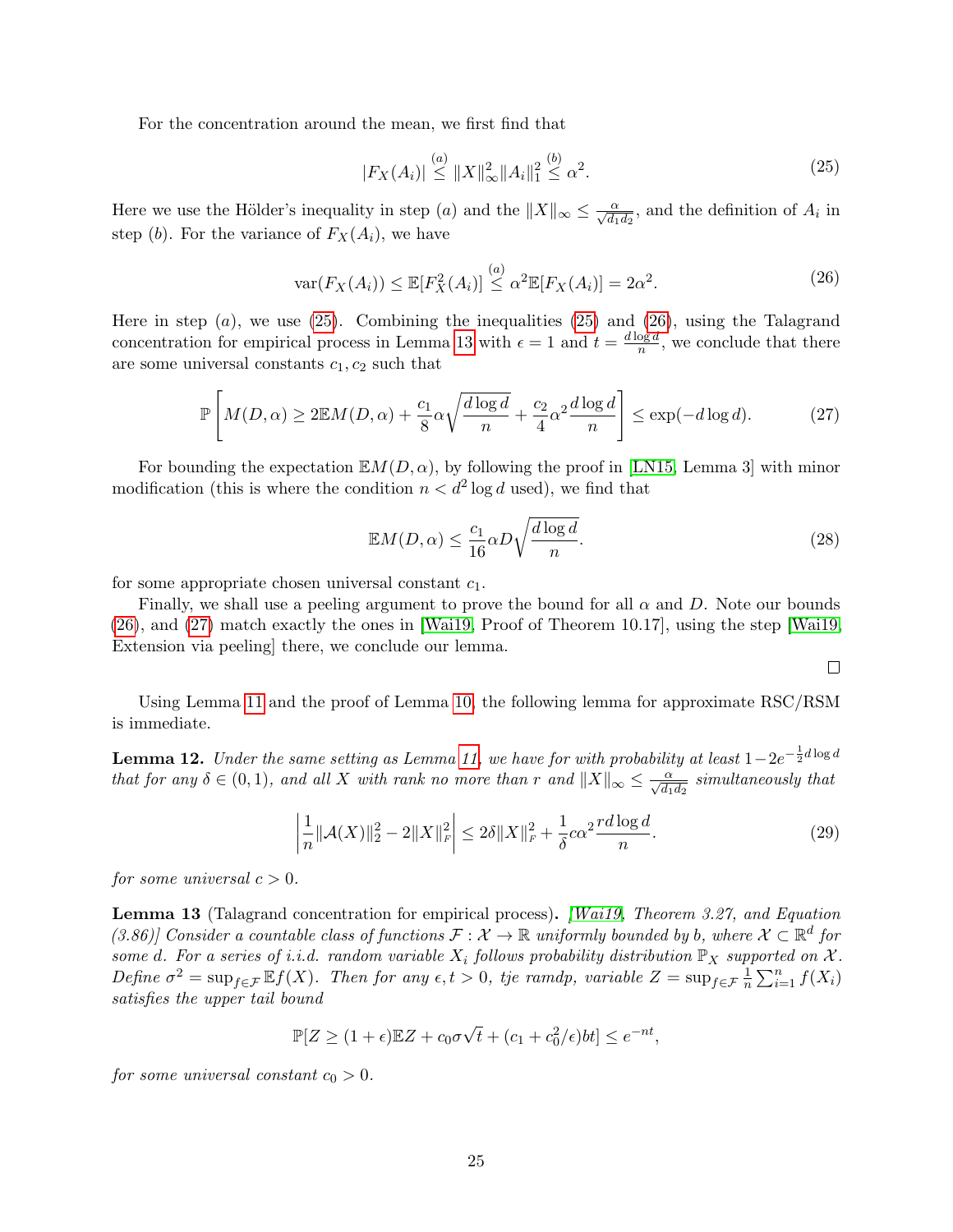For the concentration around the mean, we first find that

$$|F_X(A_i)| \overset{(a)}{\leq} \|X\|_\infty^2 \|A_i\|_1^2 \overset{(b)}{\leq} \alpha^2. \tag{25}$$

Here we use the Hölder's inequality in step $(a)$ and the $\|X\|_\infty \leq \frac{\alpha}{\sqrt{d_1 d_2}}$, and the definition of $A_i$ in step $(b)$. For the variance of $F_X(A_i)$, we have

$$\mathrm{var}(F_X(A_i)) \leq \mathbb{E}[F_X^2(A_i)] \overset{(a)}{\leq} \alpha^2 \mathbb{E}[F_X(A_i)] = 2\alpha^2. \tag{26}$$

Here in step $(a)$, we use (25). Combining the inequalities (25) and (26), using the Talagrand concentration for empirical process in Lemma 13 with $\epsilon = 1$ and $t = \frac{d \log d}{n}$, we conclude that there are some universal constants $c_1, c_2$ such that

$$\mathbb{P}\left[M(D,\alpha) \geq 2\mathbb{E}M(D,\alpha) + \frac{c_1}{8}\alpha\sqrt{\frac{d\log d}{n}} + \frac{c_2}{4}\alpha^2 \frac{d\log d}{n}\right] \leq \exp(-d\log d). \tag{27}$$

For bounding the expectation $\mathbb{E}M(D,\alpha)$, by following the proof in [LN15, Lemma 3] with minor modification (this is where the condition $n < d^2 \log d$ used), we find that

$$\mathbb{E}M(D,\alpha) \leq \frac{c_1}{16}\alpha D\sqrt{\frac{d\log d}{n}}. \tag{28}$$

for some appropriate chosen universal constant $c_1$.

Finally, we shall use a peeling argument to prove the bound for all $\alpha$ and $D$. Note our bounds (26), and (27) match exactly the ones in [Wai19, Proof of Theorem 10.17], using the step [Wai19, Extension via peeling] there, we conclude our lemma.

□

Using Lemma 11 and the proof of Lemma 10, the following lemma for approximate RSC/RSM is immediate.

**Lemma 12.** *Under the same setting as Lemma 11, we have for with probability at least $1 - 2e^{-\frac{1}{2}d\log d}$ that for any $\delta \in (0,1)$, and all $X$ with rank no more than $r$ and $\|X\|_\infty \leq \frac{\alpha}{\sqrt{d_1 d_2}}$ simultaneously that*

$$\left|\frac{1}{n}\|\mathcal{A}(X)\|_2^2 - 2\|X\|_F^2\right| \leq 2\delta\|X\|_F^2 + \frac{1}{\delta}c\alpha^2\frac{rd\log d}{n}. \tag{29}$$

*for some universal $c > 0$.*

**Lemma 13** (Talagrand concentration for empirical process)**.** *[Wai19, Theorem 3.27, and Equation (3.86)] Consider a countable class of functions $\mathcal{F} : \mathcal{X} \to \mathbb{R}$ uniformly bounded by $b$, where $\mathcal{X} \subset \mathbb{R}^d$ for some $d$. For a series of i.i.d. random variable $X_i$ follows probability distribution $\mathbb{P}_X$ supported on $\mathcal{X}$. Define $\sigma^2 = \sup_{f\in\mathcal{F}} \mathbb{E}f(X)$. Then for any $\epsilon, t > 0$, tje ramdp, variable $Z = \sup_{f\in\mathcal{F}} \frac{1}{n}\sum_{i=1}^n f(X_i)$ satisfies the upper tail bound*

$$\mathbb{P}[Z \geq (1+\epsilon)\mathbb{E}Z + c_0\sigma\sqrt{t} + (c_1 + c_0^2/\epsilon)bt] \leq e^{-nt},$$

*for some universal constant $c_0 > 0$.*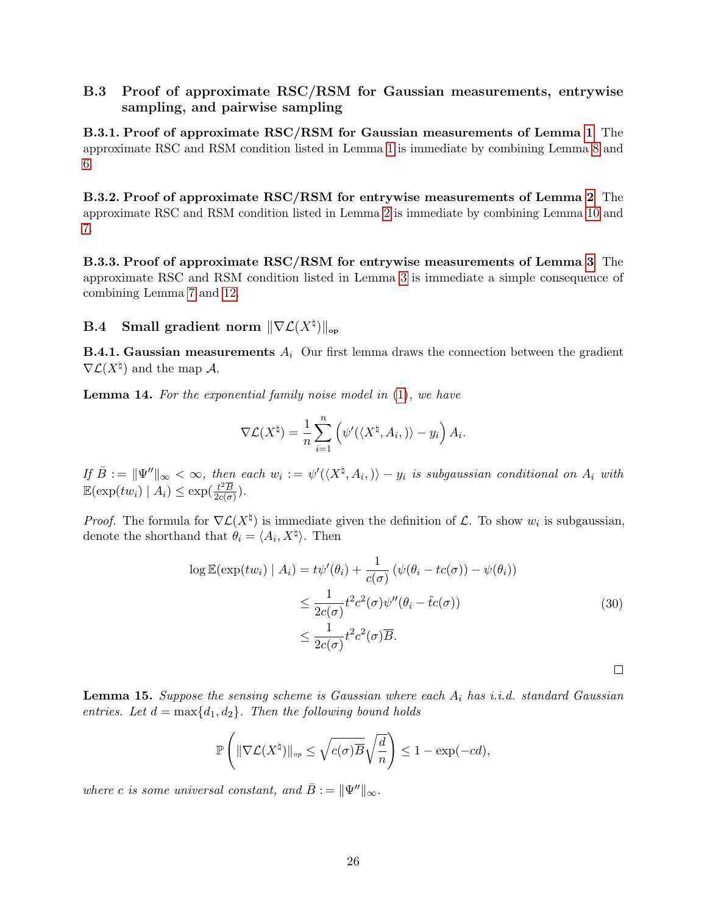### B.3 Proof of approximate RSC/RSM for Gaussian measurements, entrywise sampling, and pairwise sampling

**B.3.1. Proof of approximate RSC/RSM for Gaussian measurements of Lemma 1** The approximate RSC and RSM condition listed in Lemma 1 is immediate by combining Lemma 8 and 6.

**B.3.2. Proof of approximate RSC/RSM for entrywise measurements of Lemma 2** The approximate RSC and RSM condition listed in Lemma 2 is immediate by combining Lemma 10 and 7.

**B.3.3. Proof of approximate RSC/RSM for entrywise measurements of Lemma 3** The approximate RSC and RSM condition listed in Lemma 3 is immediate a simple consequence of combining Lemma 7 and 12.

### B.4 Small gradient norm $\|\nabla \mathcal{L}(X^\natural)\|_{\text{op}}$

**B.4.1. Gaussian measurements $A_i$** Our first lemma draws the connection between the gradient $\nabla \mathcal{L}(X^\natural)$ and the map $\mathcal{A}$.

**Lemma 14.** *For the exponential family noise model in (1), we have*

$$\nabla \mathcal{L}(X^\natural) = \frac{1}{n}\sum_{i=1}^{n}\left(\psi'(\langle X^\natural, A_i, \rangle) - y_i\right)A_i.$$

*If $\bar{B} := \|\Psi''\|_\infty < \infty$, then each $w_i := \psi'(\langle X^\natural, A_i, \rangle) - y_i$ is subgaussian conditional on $A_i$ with $\mathbb{E}(\exp(tw_i) \mid A_i) \le \exp(\frac{t^2\overline{B}}{2c(\sigma)})$.*

*Proof.* The formula for $\nabla \mathcal{L}(X^\natural)$ is immediate given the definition of $\mathcal{L}$. To show $w_i$ is subgaussian, denote the shorthand that $\theta_i = \langle A_i, X^\natural\rangle$. Then

$$\begin{aligned}
\log \mathbb{E}(\exp(tw_i) \mid A_i) &= t\psi'(\theta_i) + \frac{1}{c(\sigma)}\left(\psi(\theta_i - tc(\sigma)) - \psi(\theta_i)\right) \\
&\le \frac{1}{2c(\sigma)}t^2c^2(\sigma)\psi''(\theta_i - \tilde{t}c(\sigma)) \\
&\le \frac{1}{2c(\sigma)}t^2c^2(\sigma)\overline{B}.
\end{aligned} \tag{30}$$

$\square$

**Lemma 15.** *Suppose the sensing scheme is Gaussian where each $A_i$ has i.i.d. standard Gaussian entries. Let $d = \max\{d_1, d_2\}$. Then the following bound holds*

$$\mathbb{P}\left(\|\nabla \mathcal{L}(X^\natural)\|_{op} \le \sqrt{c(\sigma)\overline{B}}\sqrt{\frac{d}{n}}\right) \le 1 - \exp(-cd),$$

*where $c$ is some universal constant, and $\bar{B} := \|\Psi''\|_\infty$.*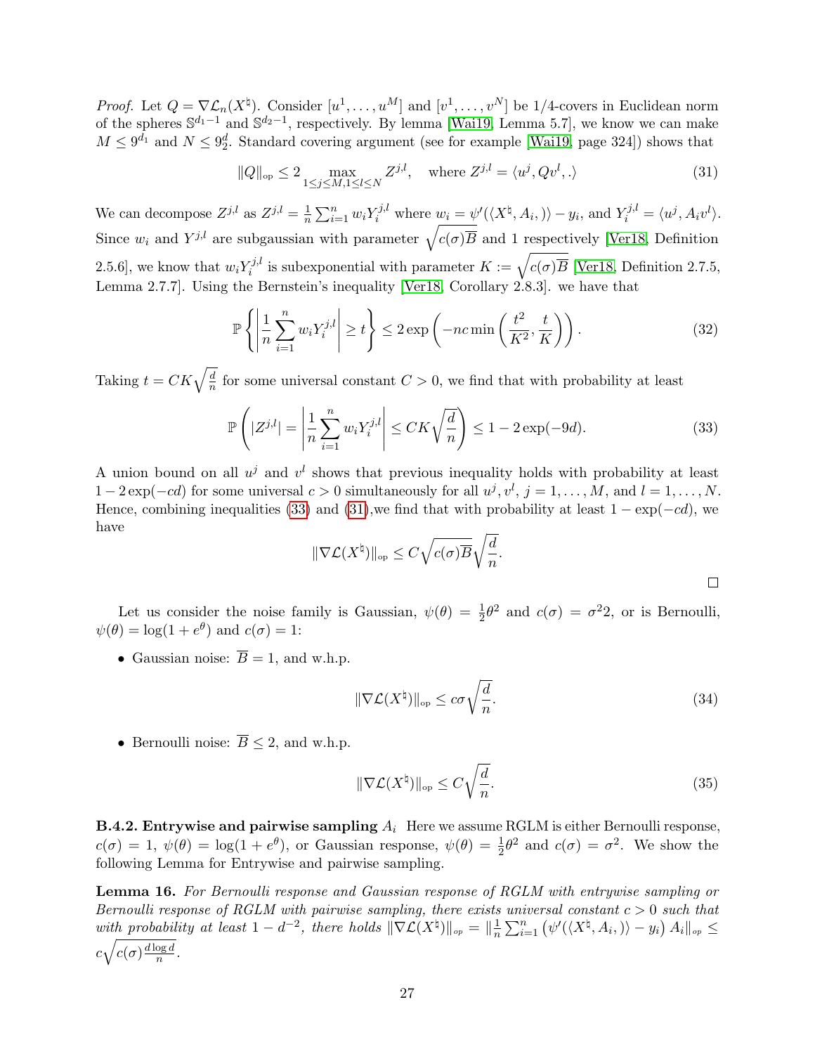*Proof.* Let $Q = \nabla \mathcal{L}_n(X^\natural)$. Consider $[u^1, \ldots, u^M]$ and $[v^1, \ldots, v^N]$ be 1/4-covers in Euclidean norm of the spheres $\mathbb{S}^{d_1 - 1}$ and $\mathbb{S}^{d_2-1}$, respectively. By lemma [Wai19, Lemma 5.7], we know we can make $M \leq 9^{d_1}$ and $N \leq 9_2^d$. Standard covering argument (see for example [Wai19, page 324]) shows that

$$
\|Q\|_{\text{op}} \leq 2 \max_{1 \leq j \leq M, 1 \leq l \leq N} Z^{j,l}, \quad \text{where } Z^{j,l} = \langle u^j, Qv^l, .\rangle \tag{31}
$$

We can decompose $Z^{j,l}$ as $Z^{j,l} = \frac{1}{n}\sum_{i=1}^n w_i Y_i^{j,l}$ where $w_i = \psi'(\langle X^\natural, A_i, \rangle) - y_i$, and $Y_i^{j,l} = \langle u^j, A_i v^l\rangle$. Since $w_i$ and $Y^{j,l}$ are subgaussian with parameter $\sqrt{c(\sigma)\overline{B}}$ and 1 respectively [Ver18, Definition 2.5.6], we know that $w_i Y_i^{j,l}$ is subexponential with parameter $K := \sqrt{c(\sigma)\overline{B}}$ [Ver18, Definition 2.7.5, Lemma 2.7.7]. Using the Bernstein's inequality [Ver18, Corollary 2.8.3]. we have that

$$
\mathbb{P}\left\{ \left| \frac{1}{n}\sum_{i=1}^n w_i Y_i^{j,l} \right| \geq t \right\} \leq 2 \exp\left( -nc \min\left( \frac{t^2}{K^2}, \frac{t}{K} \right) \right). \tag{32}
$$

Taking $t = CK\sqrt{\frac{d}{n}}$ for some universal constant $C > 0$, we find that with probability at least

$$
\mathbb{P}\left( |Z^{j,l}| = \left| \frac{1}{n}\sum_{i=1}^n w_i Y_i^{j,l} \right| \leq CK\sqrt{\frac{d}{n}} \right) \leq 1 - 2\exp(-9d). \tag{33}
$$

A union bound on all $u^j$ and $v^l$ shows that previous inequality holds with probability at least $1 - 2\exp(-cd)$ for some universal $c > 0$ simultaneously for all $u^j, v^l$, $j = 1, \ldots, M$, and $l = 1, \ldots, N$. Hence, combining inequalities (33) and (31),we find that with probability at least $1 - \exp(-cd)$, we have

$$
\|\nabla \mathcal{L}(X^\natural)\|_{\text{op}} \leq C\sqrt{c(\sigma)\overline{B}}\sqrt{\frac{d}{n}}.
$$

∎

Let us consider the noise family is Gaussian, $\psi(\theta) = \frac{1}{2}\theta^2$ and $c(\sigma) = \sigma^2 2$, or is Bernoulli, $\psi(\theta) = \log(1 + e^\theta)$ and $c(\sigma) = 1$:

- Gaussian noise: $\overline{B} = 1$, and w.h.p.

$$
\|\nabla \mathcal{L}(X^\natural)\|_{\text{op}} \leq c\sigma\sqrt{\frac{d}{n}}. \tag{34}
$$

- Bernoulli noise: $\overline{B} \leq 2$, and w.h.p.

$$
\|\nabla \mathcal{L}(X^\natural)\|_{\text{op}} \leq C\sqrt{\frac{d}{n}}. \tag{35}
$$

**B.4.2. Entrywise and pairwise sampling $A_i$** Here we assume RGLM is either Bernoulli response, $c(\sigma) = 1$, $\psi(\theta) = \log(1 + e^\theta)$, or Gaussian response, $\psi(\theta) = \frac{1}{2}\theta^2$ and $c(\sigma) = \sigma^2$. We show the following Lemma for Entrywise and pairwise sampling.

**Lemma 16.** *For Bernoulli response and Gaussian response of RGLM with entrywise sampling or Bernoulli response of RGLM with pairwise sampling, there exists universal constant $c > 0$ such that with probability at least $1 - d^{-2}$, there holds $\|\nabla \mathcal{L}(X^\natural)\|_{\text{op}} = \|\frac{1}{n}\sum_{i=1}^n \left(\psi'(\langle X^\natural, A_i, \rangle) - y_i\right) A_i\|_{\text{op}} \leq c\sqrt{c(\sigma)\frac{d \log d}{n}}$.*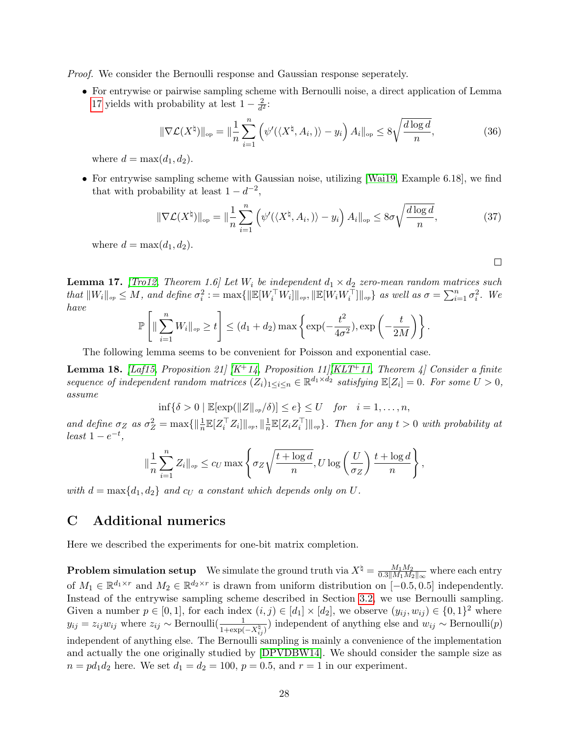*Proof.* We consider the Bernoulli response and Gaussian response seperately.

- For entrywise or pairwise sampling scheme with Bernoulli noise, a direct application of Lemma 17 yields with probability at lest $1 - \frac{2}{d^2}$:

$$\|\nabla \mathcal{L}(X^\natural)\|_{\text{op}} = \|\frac{1}{n}\sum_{i=1}^{n}\left(\psi'(\langle X^\natural, A_i, \rangle) - y_i\right) A_i\|_{\text{op}} \leq 8\sqrt{\frac{d \log d}{n}}, \tag{36}$$

  where $d = \max(d_1, d_2)$.

- For entrywise sampling scheme with Gaussian noise, utilizing [Wai19, Example 6.18], we find that with probability at least $1 - d^{-2}$,

$$\|\nabla \mathcal{L}(X^\natural)\|_{\text{op}} = \|\frac{1}{n}\sum_{i=1}^{n}\left(\psi'(\langle X^\natural, A_i, \rangle) - y_i\right) A_i\|_{\text{op}} \leq 8\sigma\sqrt{\frac{d \log d}{n}}, \tag{37}$$

  where $d = \max(d_1, d_2)$.

$\square$

**Lemma 17.** *[Tro12, Theorem 1.6] Let $W_i$ be independent $d_1 \times d_2$ zero-mean random matrices such that $\|W_i\|_{op} \leq M$, and define $\sigma_i^2 := \max\{\|\mathbb{E}[W_i^\top W_i]\|_{op}, \|\mathbb{E}[W_i W_i^\top]\|_{op}\}$ as well as $\sigma = \sum_{i=1}^n \sigma_i^2$. We have*

$$\mathbb{P}\left[\|\sum_{i=1}^{n} W_i\|_{op} \geq t\right] \leq (d_1 + d_2)\max\left\{\exp(-\frac{t^2}{4\sigma^2}), \exp\left(-\frac{t}{2M}\right)\right\}.$$

The following lemma seems to be convenient for Poisson and exponential case.

**Lemma 18.** *[Laf15, Proposition 21] [K+14, Proposition 11][KLT+11, Theorem 4] Consider a finite sequence of independent random matrices $(Z_i)_{1 \leq i \leq n} \in \mathbb{R}^{d_1 \times d_2}$ satisfying $\mathbb{E}[Z_i] = 0$. For some $U > 0$, assume*

$$\inf\{\delta > 0 \mid \mathbb{E}[\exp(\|Z\|_{op}/\delta)] \leq e\} \leq U \quad \text{for} \quad i = 1, \ldots, n,$$

*and define $\sigma_Z$ as $\sigma_Z^2 = \max\{\|\frac{1}{n}\mathbb{E}[Z_i^\top Z_i]\|_{op}, \|\frac{1}{n}\mathbb{E}[Z_i Z_i^\top]\|_{op}\}$. Then for any $t > 0$ with probability at least $1 - e^{-t}$,*

$$\|\frac{1}{n}\sum_{i=1}^{n} Z_i\|_{op} \leq c_U \max\left\{\sigma_Z\sqrt{\frac{t + \log d}{n}}, U \log\left(\frac{U}{\sigma_Z}\right)\frac{t + \log d}{n}\right\},$$

*with $d = \max\{d_1, d_2\}$ and $c_U$ a constant which depends only on $U$.*

# C Additional numerics

Here we described the experiments for one-bit matrix completion.

**Problem simulation setup** We simulate the ground truth via $X^\natural = \frac{M_1 M_2}{0.3\|M_1 M_2\|_\infty}$ where each entry of $M_1 \in \mathbb{R}^{d_1 \times r}$ and $M_2 \in \mathbb{R}^{d_2 \times r}$ is drawn from uniform distribution on $[-0.5, 0.5]$ independently. Instead of the entrywise sampling scheme described in Section 3.2, we use Bernoulli sampling. Given a number $p \in [0, 1]$, for each index $(i, j) \in [d_1] \times [d_2]$, we observe $(y_{ij}, w_{ij}) \in \{0, 1\}^2$ where $y_{ij} = z_{ij} w_{ij}$ where $z_{ij} \sim \text{Bernoulli}(\frac{1}{1+\exp(-X_{ij}^\natural)})$ independent of anything else and $w_{ij} \sim \text{Bernoulli}(p)$ independent of anything else. The Bernoulli sampling is mainly a convenience of the implementation and actually the one originally studied by [DPVDBW14]. We should consider the sample size as $n = pd_1 d_2$ here. We set $d_1 = d_2 = 100$, $p = 0.5$, and $r = 1$ in our experiment.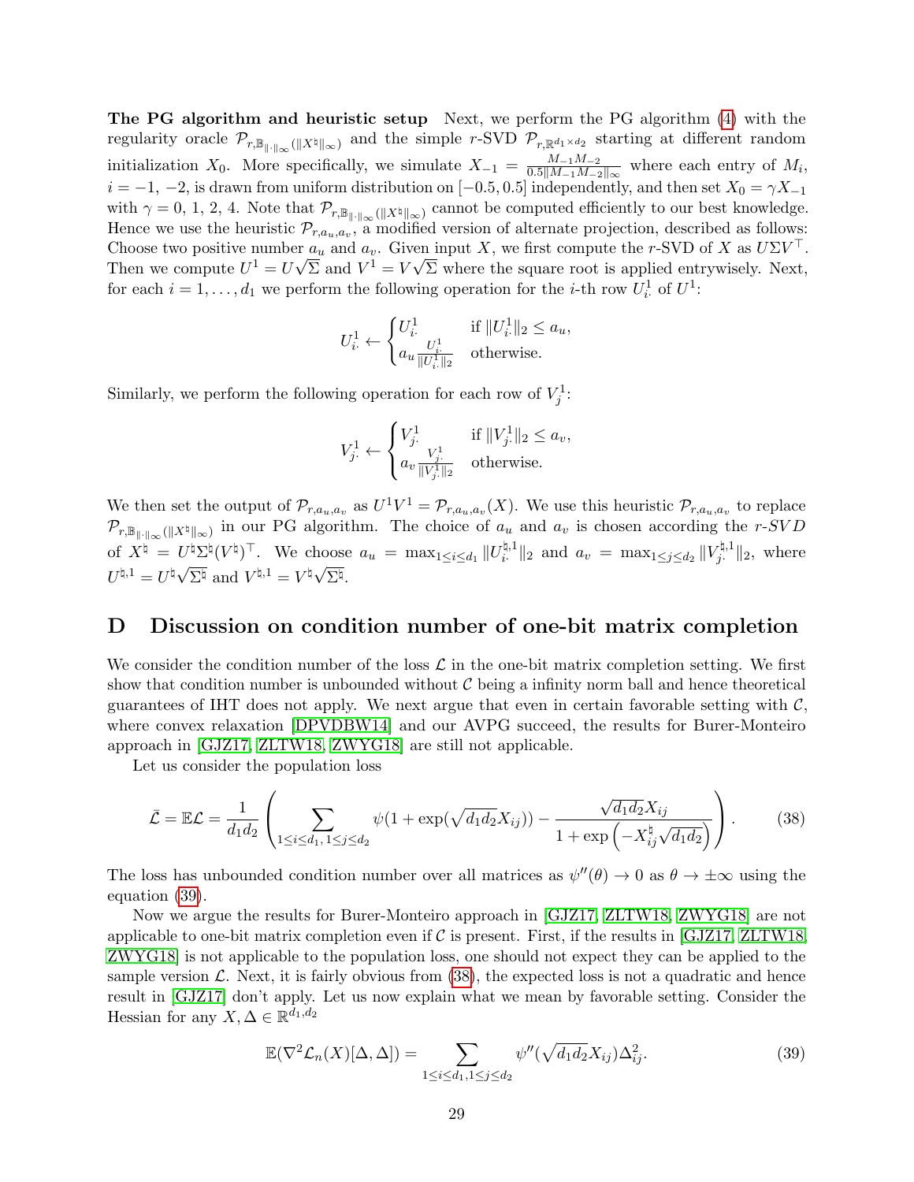**The PG algorithm and heuristic setup** Next, we perform the PG algorithm (4) with the regularity oracle $\mathcal{P}_{r,\mathbb{B}_{\|\cdot\|_\infty}(\|X^\natural\|_\infty)}$ and the simple $r$-SVD $\mathcal{P}_{r,\mathbb{R}^{d_1\times d_2}}$ starting at different random initialization $X_0$. More specifically, we simulate $X_{-1} = \frac{M_{-1}M_{-2}}{0.5\|M_{-1}M_{-2}\|_\infty}$ where each entry of $M_i$, $i=-1,\,-2$, is drawn from uniform distribution on $[-0.5, 0.5]$ independently, and then set $X_0 = \gamma X_{-1}$ with $\gamma = 0,\,1,\,2,\,4$. Note that $\mathcal{P}_{r,\mathbb{B}_{\|\cdot\|_\infty}(\|X^\natural\|_\infty)}$ cannot be computed efficiently to our best knowledge. Hence we use the heuristic $\mathcal{P}_{r,a_u,a_v}$, a modified version of alternate projection, described as follows: Choose two positive number $a_u$ and $a_v$. Given input $X$, we first compute the $r$-SVD of $X$ as $U\Sigma V^\top$. Then we compute $U^1 = U\sqrt{\Sigma}$ and $V^1 = V\sqrt{\Sigma}$ where the square root is applied entrywisely. Next, for each $i = 1,\ldots,d_1$ we perform the following operation for the $i$-th row $U^1_{i\cdot}$ of $U^1$:

$$
U^1_{i\cdot} \leftarrow \begin{cases} U^1_{i\cdot} & \text{if } \|U^1_{i\cdot}\|_2 \le a_u, \\ a_u \frac{U^1_{i\cdot}}{\|U^1_{i\cdot}\|_2} & \text{otherwise.} \end{cases}
$$

Similarly, we perform the following operation for each row of $V^1_j$:

$$
V^1_{j\cdot} \leftarrow \begin{cases} V^1_{j\cdot} & \text{if } \|V^1_{j\cdot}\|_2 \le a_v, \\ a_v \frac{V^1_{j\cdot}}{\|V^1_{j\cdot}\|_2} & \text{otherwise.} \end{cases}
$$

We then set the output of $\mathcal{P}_{r,a_u,a_v}$ as $U^1V^1 = \mathcal{P}_{r,a_u,a_v}(X)$. We use this heuristic $\mathcal{P}_{r,a_u,a_v}$ to replace $\mathcal{P}_{r,\mathbb{B}_{\|\cdot\|_\infty}(\|X^\natural\|_\infty)}$ in our PG algorithm. The choice of $a_u$ and $a_v$ is chosen according the $r$-*SVD* of $X^\natural = U^\natural\Sigma^\natural(V^\natural)^\top$. We choose $a_u = \max_{1\le i\le d_1}\|U^{\natural,1}_{i\cdot}\|_2$ and $a_v = \max_{1\le j\le d_2}\|V^{\natural,1}_{j\cdot}\|_2$, where $U^{\natural,1} = U^\natural\sqrt{\Sigma^\natural}$ and $V^{\natural,1} = V^\natural\sqrt{\Sigma^\natural}$.

## D Discussion on condition number of one-bit matrix completion

We consider the condition number of the loss $\mathcal{L}$ in the one-bit matrix completion setting. We first show that condition number is unbounded without $\mathcal{C}$ being a infinity norm ball and hence theoretical guarantees of IHT does not apply. We next argue that even in certain favorable setting with $\mathcal{C}$, where convex relaxation [DPVDBW14] and our AVPG succeed, the results for Burer-Monteiro approach in [GJZ17, ZLTW18, ZWYG18] are still not applicable.

Let us consider the population loss

$$
\bar{\mathcal{L}} = \mathbb{E}\mathcal{L} = \frac{1}{d_1d_2}\left(\sum_{1\le i\le d_1,\,1\le j\le d_2}\psi(1+\exp(\sqrt{d_1d_2}X_{ij})) - \frac{\sqrt{d_1d_2}X_{ij}}{1+\exp\left(-X^\natural_{ij}\sqrt{d_1d_2}\right)}\right). \tag{38}
$$

The loss has unbounded condition number over all matrices as $\psi''(\theta)\to 0$ as $\theta\to\pm\infty$ using the equation (39).

Now we argue the results for Burer-Monteiro approach in [GJZ17, ZLTW18, ZWYG18] are not applicable to one-bit matrix completion even if $\mathcal{C}$ is present. First, if the results in [GJZ17, ZLTW18, ZWYG18] is not applicable to the population loss, one should not expect they can be applied to the sample version $\mathcal{L}$. Next, it is fairly obvious from (38), the expected loss is not a quadratic and hence result in [GJZ17] don't apply. Let us now explain what we mean by favorable setting. Consider the Hessian for any $X,\Delta\in\mathbb{R}^{d_1,d_2}$

$$
\mathbb{E}(\nabla^2\mathcal{L}_n(X)[\Delta,\Delta]) = \sum_{1\le i\le d_1, 1\le j\le d_2}\psi''(\sqrt{d_1d_2}X_{ij})\Delta_{ij}^2. \tag{39}
$$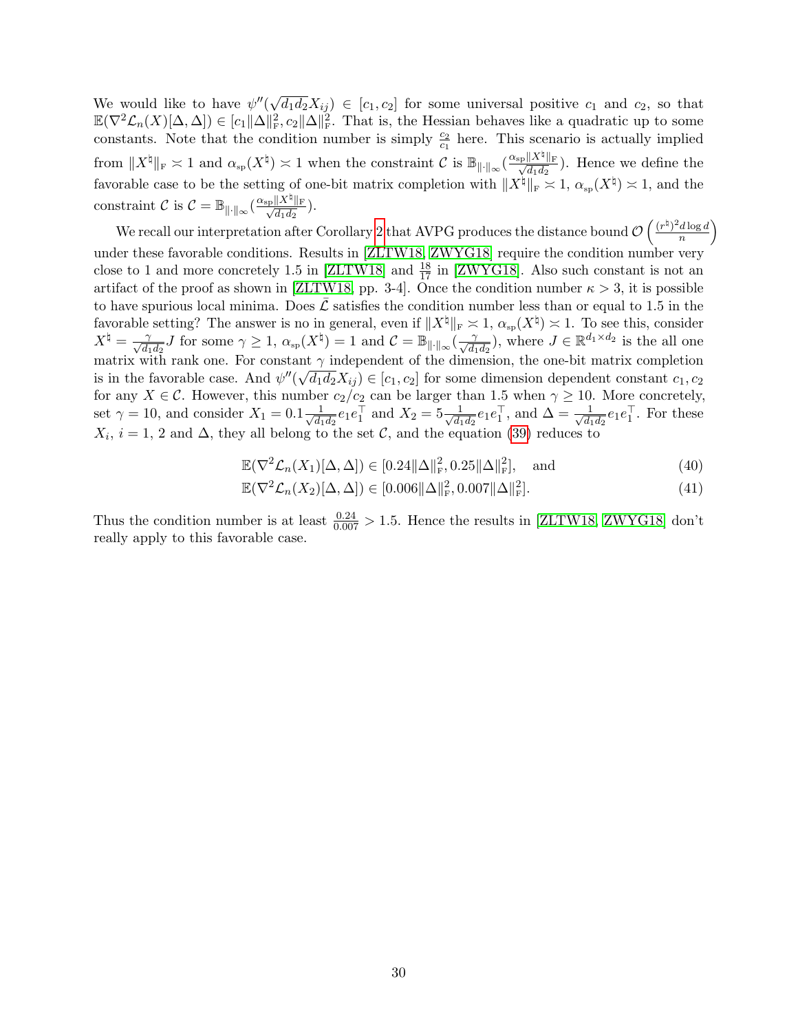We would like to have $\psi''(\sqrt{d_1 d_2} X_{ij}) \in [c_1, c_2]$ for some universal positive $c_1$ and $c_2$, so that $\mathbb{E}(\nabla^2 \mathcal{L}_n(X)[\Delta, \Delta]) \in [c_1 \|\Delta\|_{\mathrm{F}}^2, c_2 \|\Delta\|_{\mathrm{F}}^2]$. That is, the Hessian behaves like a quadratic up to some constants. Note that the condition number is simply $\frac{c_2}{c_1}$ here. This scenario is actually implied from $\|X^\natural\|_{\mathrm{F}} \asymp 1$ and $\alpha_{\mathrm{sp}}(X^\natural) \asymp 1$ when the constraint $\mathcal{C}$ is $\mathbb{B}_{\|\cdot\|_\infty}(\frac{\alpha_{\mathrm{sp}} \|X^\natural\|_{\mathrm{F}}}{\sqrt{d_1 d_2}})$. Hence we define the favorable case to be the setting of one-bit matrix completion with $\|X^\natural\|_{\mathrm{F}} \asymp 1$, $\alpha_{\mathrm{sp}}(X^\natural) \asymp 1$, and the constraint $\mathcal{C}$ is $\mathcal{C} = \mathbb{B}_{\|\cdot\|_\infty}(\frac{\alpha_{\mathrm{sp}} \|X^\natural\|_{\mathrm{F}}}{\sqrt{d_1 d_2}})$.

We recall our interpretation after Corollary 2 that AVPG produces the distance bound $\mathcal{O}\left(\frac{(r^\natural)^2 d \log d}{n}\right)$ under these favorable conditions. Results in [ZLTW18, ZWYG18] require the condition number very close to 1 and more concretely 1.5 in [ZLTW18] and $\frac{18}{17}$ in [ZWYG18]. Also such constant is not an artifact of the proof as shown in [ZLTW18, pp. 3-4]. Once the condition number $\kappa > 3$, it is possible to have spurious local minima. Does $\bar{\mathcal{L}}$ satisfies the condition number less than or equal to 1.5 in the favorable setting? The answer is no in general, even if $\|X^\natural\|_{\mathrm{F}} \asymp 1$, $\alpha_{\mathrm{sp}}(X^\natural) \asymp 1$. To see this, consider $X^\natural = \frac{\gamma}{\sqrt{d_1 d_2}} J$ for some $\gamma \geq 1$, $\alpha_{\mathrm{sp}}(X^\natural) = 1$ and $\mathcal{C} = \mathbb{B}_{\|\cdot\|_\infty}(\frac{\gamma}{\sqrt{d_1 d_2}})$, where $J \in \mathbb{R}^{d_1 \times d_2}$ is the all one matrix with rank one. For constant $\gamma$ independent of the dimension, the one-bit matrix completion is in the favorable case. And $\psi''(\sqrt{d_1 d_2} X_{ij}) \in [c_1, c_2]$ for some dimension dependent constant $c_1, c_2$ for any $X \in \mathcal{C}$. However, this number $c_2/c_2$ can be larger than 1.5 when $\gamma \geq 10$. More concretely, set $\gamma = 10$, and consider $X_1 = 0.1 \frac{1}{\sqrt{d_1 d_2}} e_1 e_1^\top$ and $X_2 = 5 \frac{1}{\sqrt{d_1 d_2}} e_1 e_1^\top$, and $\Delta = \frac{1}{\sqrt{d_1 d_2}} e_1 e_1^\top$. For these $X_i$, $i = 1, 2$ and $\Delta$, they all belong to the set $\mathcal{C}$, and the equation (39) reduces to

$$\mathbb{E}(\nabla^2 \mathcal{L}_n(X_1)[\Delta, \Delta]) \in [0.24 \|\Delta\|_{\mathrm{F}}^2, 0.25 \|\Delta\|_{\mathrm{F}}^2], \quad \text{and} \tag{40}$$

$$\mathbb{E}(\nabla^2 \mathcal{L}_n(X_2)[\Delta, \Delta]) \in [0.006 \|\Delta\|_{\mathrm{F}}^2, 0.007 \|\Delta\|_{\mathrm{F}}^2]. \tag{41}$$

Thus the condition number is at least $\frac{0.24}{0.007} > 1.5$. Hence the results in [ZLTW18, ZWYG18] don't really apply to this favorable case.